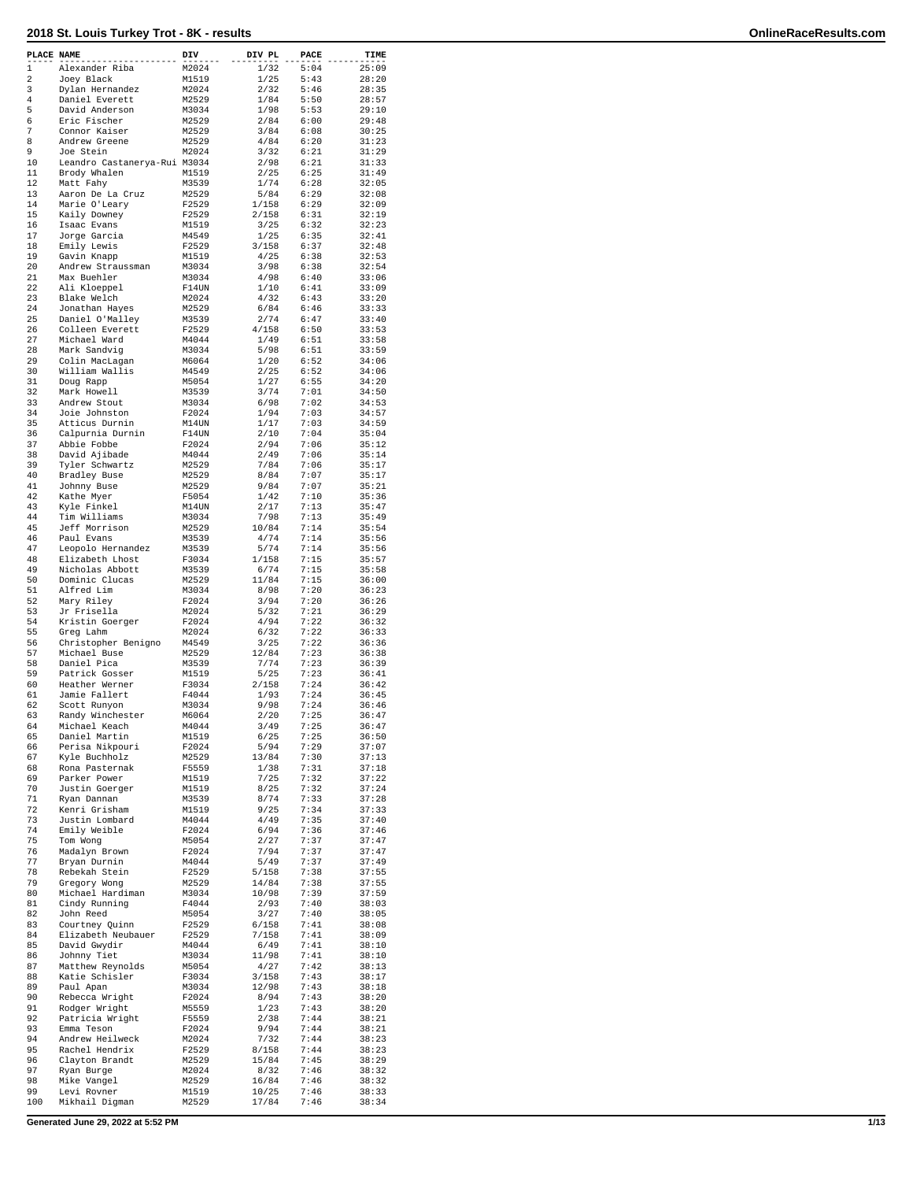# 2018 St. Louis Turkey Trot - 8K - results

| PLACE | NAME | DIV | DIV PL | PACE | TIME |
|---|---|---|---|---|---|
| 1 | Alexander Riba | M2024 | 1/32 | 5:04 | 25:09 |
| 2 | Joey Black | M1519 | 1/25 | 5:43 | 28:20 |
| 3 | Dylan Hernandez | M2024 | 2/32 | 5:46 | 28:35 |
| 4 | Daniel Everett | M2529 | 1/84 | 5:50 | 28:57 |
| 5 | David Anderson | M3034 | 1/98 | 5:53 | 29:10 |
| 6 | Eric Fischer | M2529 | 2/84 | 6:00 | 29:48 |
| 7 | Connor Kaiser | M2529 | 3/84 | 6:08 | 30:25 |
| 8 | Andrew Greene | M2529 | 4/84 | 6:20 | 31:23 |
| 9 | Joe Stein | M2024 | 3/32 | 6:21 | 31:29 |
| 10 | Leandro Castanerya-Rui | M3034 | 2/98 | 6:21 | 31:33 |
| 11 | Brody Whalen | M1519 | 2/25 | 6:25 | 31:49 |
| 12 | Matt Fahy | M3539 | 1/74 | 6:28 | 32:05 |
| 13 | Aaron De La Cruz | M2529 | 5/84 | 6:29 | 32:08 |
| 14 | Marie O'Leary | F2529 | 1/158 | 6:29 | 32:09 |
| 15 | Kaily Downey | F2529 | 2/158 | 6:31 | 32:19 |
| 16 | Isaac Evans | M1519 | 3/25 | 6:32 | 32:23 |
| 17 | Jorge Garcia | M4549 | 1/25 | 6:35 | 32:41 |
| 18 | Emily Lewis | F2529 | 3/158 | 6:37 | 32:48 |
| 19 | Gavin Knapp | M1519 | 4/25 | 6:38 | 32:53 |
| 20 | Andrew Straussman | M3034 | 3/98 | 6:38 | 32:54 |
| 21 | Max Buehler | M3034 | 4/98 | 6:40 | 33:06 |
| 22 | Ali Kloeppel | F14UN | 1/10 | 6:41 | 33:09 |
| 23 | Blake Welch | M2024 | 4/32 | 6:43 | 33:20 |
| 24 | Jonathan Hayes | M2529 | 6/84 | 6:46 | 33:33 |
| 25 | Daniel O'Malley | M3539 | 2/74 | 6:47 | 33:40 |
| 26 | Colleen Everett | F2529 | 4/158 | 6:50 | 33:53 |
| 27 | Michael Ward | M4044 | 1/49 | 6:51 | 33:58 |
| 28 | Mark Sandvig | M3034 | 5/98 | 6:51 | 33:59 |
| 29 | Colin MacLagan | M6064 | 1/20 | 6:52 | 34:06 |
| 30 | William Wallis | M4549 | 2/25 | 6:52 | 34:06 |
| 31 | Doug Rapp | M5054 | 1/27 | 6:55 | 34:20 |
| 32 | Mark Howell | M3539 | 3/74 | 7:01 | 34:50 |
| 33 | Andrew Stout | M3034 | 6/98 | 7:02 | 34:53 |
| 34 | Joie Johnston | F2024 | 1/94 | 7:03 | 34:57 |
| 35 | Atticus Durnin | M14UN | 1/17 | 7:03 | 34:59 |
| 36 | Calpurnia Durnin | F14UN | 2/10 | 7:04 | 35:04 |
| 37 | Abbie Fobbe | F2024 | 2/94 | 7:06 | 35:12 |
| 38 | David Ajibade | M4044 | 2/49 | 7:06 | 35:14 |
| 39 | Tyler Schwartz | M2529 | 7/84 | 7:06 | 35:17 |
| 40 | Bradley Buse | M2529 | 8/84 | 7:07 | 35:17 |
| 41 | Johnny Buse | M2529 | 9/84 | 7:07 | 35:21 |
| 42 | Kathe Myer | F5054 | 1/42 | 7:10 | 35:36 |
| 43 | Kyle Finkel | M14UN | 2/17 | 7:13 | 35:47 |
| 44 | Tim Williams | M3034 | 7/98 | 7:13 | 35:49 |
| 45 | Jeff Morrison | M2529 | 10/84 | 7:14 | 35:54 |
| 46 | Paul Evans | M3539 | 4/74 | 7:14 | 35:56 |
| 47 | Leopolo Hernandez | M3539 | 5/74 | 7:14 | 35:56 |
| 48 | Elizabeth Lhost | F3034 | 1/158 | 7:15 | 35:57 |
| 49 | Nicholas Abbott | M3539 | 6/74 | 7:15 | 35:58 |
| 50 | Dominic Clucas | M2529 | 11/84 | 7:15 | 36:00 |
| 51 | Alfred Lim | M3034 | 8/98 | 7:20 | 36:23 |
| 52 | Mary Riley | F2024 | 3/94 | 7:20 | 36:26 |
| 53 | Jr Frisella | M2024 | 5/32 | 7:21 | 36:29 |
| 54 | Kristin Goerger | F2024 | 4/94 | 7:22 | 36:32 |
| 55 | Greg Lahm | M2024 | 6/32 | 7:22 | 36:33 |
| 56 | Christopher Benigno | M4549 | 3/25 | 7:22 | 36:36 |
| 57 | Michael Buse | M2529 | 12/84 | 7:23 | 36:38 |
| 58 | Daniel Pica | M3539 | 7/74 | 7:23 | 36:39 |
| 59 | Patrick Gosser | M1519 | 5/25 | 7:23 | 36:41 |
| 60 | Heather Werner | F3034 | 2/158 | 7:24 | 36:42 |
| 61 | Jamie Fallert | F4044 | 1/93 | 7:24 | 36:45 |
| 62 | Scott Runyon | M3034 | 9/98 | 7:24 | 36:46 |
| 63 | Randy Winchester | M6064 | 2/20 | 7:25 | 36:47 |
| 64 | Michael Keach | M4044 | 3/49 | 7:25 | 36:47 |
| 65 | Daniel Martin | M1519 | 6/25 | 7:25 | 36:50 |
| 66 | Perisa Nikpouri | F2024 | 5/94 | 7:29 | 37:07 |
| 67 | Kyle Buchholz | M2529 | 13/84 | 7:30 | 37:13 |
| 68 | Rona Pasternak | F5559 | 1/38 | 7:31 | 37:18 |
| 69 | Parker Power | M1519 | 7/25 | 7:32 | 37:22 |
| 70 | Justin Goerger | M1519 | 8/25 | 7:32 | 37:24 |
| 71 | Ryan Dannan | M3539 | 8/74 | 7:33 | 37:28 |
| 72 | Kenri Grisham | M1519 | 9/25 | 7:34 | 37:33 |
| 73 | Justin Lombard | M4044 | 4/49 | 7:35 | 37:40 |
| 74 | Emily Weible | F2024 | 6/94 | 7:36 | 37:46 |
| 75 | Tom Wong | M5054 | 2/27 | 7:37 | 37:47 |
| 76 | Madalyn Brown | F2024 | 7/94 | 7:37 | 37:47 |
| 77 | Bryan Durnin | M4044 | 5/49 | 7:37 | 37:49 |
| 78 | Rebekah Stein | F2529 | 5/158 | 7:38 | 37:55 |
| 79 | Gregory Wong | M2529 | 14/84 | 7:38 | 37:55 |
| 80 | Michael Hardiman | M3034 | 10/98 | 7:39 | 37:59 |
| 81 | Cindy Running | F4044 | 2/93 | 7:40 | 38:03 |
| 82 | John Reed | M5054 | 3/27 | 7:40 | 38:05 |
| 83 | Courtney Quinn | F2529 | 6/158 | 7:41 | 38:08 |
| 84 | Elizabeth Neubauer | F2529 | 7/158 | 7:41 | 38:09 |
| 85 | David Gwydir | M4044 | 6/49 | 7:41 | 38:10 |
| 86 | Johnny Tiet | M3034 | 11/98 | 7:41 | 38:10 |
| 87 | Matthew Reynolds | M5054 | 4/27 | 7:42 | 38:13 |
| 88 | Katie Schisler | F3034 | 3/158 | 7:43 | 38:17 |
| 89 | Paul Apan | M3034 | 12/98 | 7:43 | 38:18 |
| 90 | Rebecca Wright | F2024 | 8/94 | 7:43 | 38:20 |
| 91 | Rodger Wright | M5559 | 1/23 | 7:43 | 38:20 |
| 92 | Patricia Wright | F5559 | 2/38 | 7:44 | 38:21 |
| 93 | Emma Teson | F2024 | 9/94 | 7:44 | 38:21 |
| 94 | Andrew Heilweck | M2024 | 7/32 | 7:44 | 38:23 |
| 95 | Rachel Hendrix | F2529 | 8/158 | 7:44 | 38:23 |
| 96 | Clayton Brandt | M2529 | 15/84 | 7:45 | 38:29 |
| 97 | Ryan Burge | M2024 | 8/32 | 7:46 | 38:32 |
| 98 | Mike Vangel | M2529 | 16/84 | 7:46 | 38:32 |
| 99 | Levi Rovner | M1519 | 10/25 | 7:46 | 38:33 |
| 100 | Mikhail Digman | M2529 | 17/84 | 7:46 | 38:34 |

Generated June 29, 2022 at 5:52 PM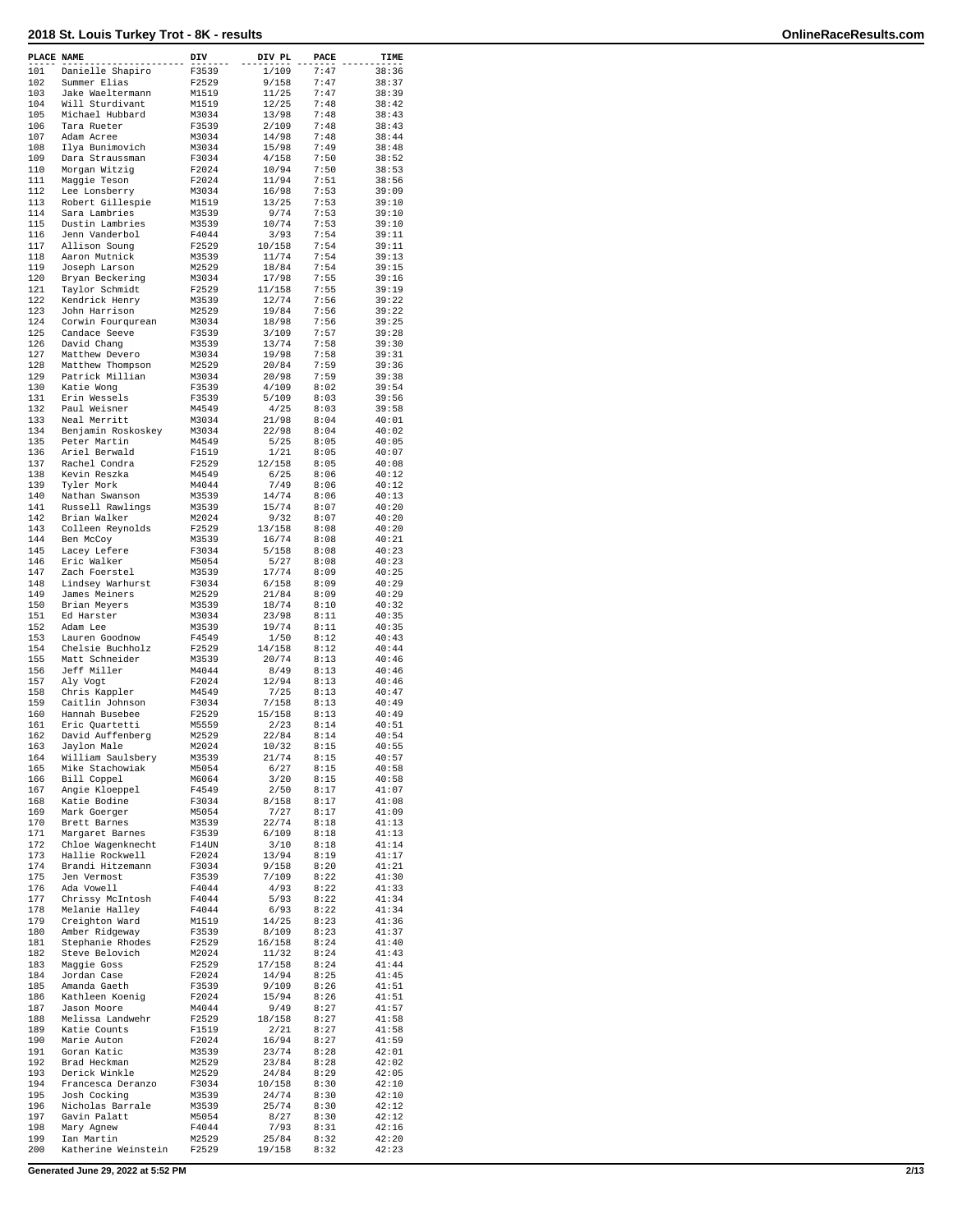# 2018 St. Louis Turkey Trot - 8K - results

OnlineRaceResults.com

| PLACE | NAME | DIV | DIV PL | PACE | TIME |
|---|---|---|---|---|---|
| 101 | Danielle Shapiro | F3539 | 1/109 | 7:47 | 38:36 |
| 102 | Summer Elias | F2529 | 9/158 | 7:47 | 38:37 |
| 103 | Jake Waeltermann | M1519 | 11/25 | 7:47 | 38:39 |
| 104 | Will Sturdivant | M1519 | 12/25 | 7:48 | 38:42 |
| 105 | Michael Hubbard | M3034 | 13/98 | 7:48 | 38:43 |
| 106 | Tara Rueter | F3539 | 2/109 | 7:48 | 38:43 |
| 107 | Adam Acree | M3034 | 14/98 | 7:48 | 38:44 |
| 108 | Ilya Bunimovich | M3034 | 15/98 | 7:49 | 38:48 |
| 109 | Dara Straussman | F3034 | 4/158 | 7:50 | 38:52 |
| 110 | Morgan Witzig | F2024 | 10/94 | 7:50 | 38:53 |
| 111 | Maggie Teson | F2024 | 11/94 | 7:51 | 38:56 |
| 112 | Lee Lonsberry | M3034 | 16/98 | 7:53 | 39:09 |
| 113 | Robert Gillespie | M1519 | 13/25 | 7:53 | 39:10 |
| 114 | Sara Lambries | M3539 | 9/74 | 7:53 | 39:10 |
| 115 | Dustin Lambries | M3539 | 10/74 | 7:53 | 39:10 |
| 116 | Jenn Vanderbol | F4044 | 3/93 | 7:54 | 39:11 |
| 117 | Allison Soung | F2529 | 10/158 | 7:54 | 39:11 |
| 118 | Aaron Mutnick | M3539 | 11/74 | 7:54 | 39:13 |
| 119 | Joseph Larson | M2529 | 18/84 | 7:54 | 39:15 |
| 120 | Bryan Beckering | M3034 | 17/98 | 7:55 | 39:16 |
| 121 | Taylor Schmidt | F2529 | 11/158 | 7:55 | 39:19 |
| 122 | Kendrick Henry | M3539 | 12/74 | 7:56 | 39:22 |
| 123 | John Harrison | M2529 | 19/84 | 7:56 | 39:22 |
| 124 | Corwin Fourqurean | M3034 | 18/98 | 7:56 | 39:25 |
| 125 | Candace Seeve | F3539 | 3/109 | 7:57 | 39:28 |
| 126 | David Chang | M3539 | 13/74 | 7:58 | 39:30 |
| 127 | Matthew Devero | M3034 | 19/98 | 7:58 | 39:31 |
| 128 | Matthew Thompson | M2529 | 20/84 | 7:59 | 39:36 |
| 129 | Patrick Millian | M3034 | 20/98 | 7:59 | 39:38 |
| 130 | Katie Wong | F3539 | 4/109 | 8:02 | 39:54 |
| 131 | Erin Wessels | F3539 | 5/109 | 8:03 | 39:56 |
| 132 | Paul Weisner | M4549 | 4/25 | 8:03 | 39:58 |
| 133 | Neal Merritt | M3034 | 21/98 | 8:04 | 40:01 |
| 134 | Benjamin Roskoskey | M3034 | 22/98 | 8:04 | 40:02 |
| 135 | Peter Martin | M4549 | 5/25 | 8:05 | 40:05 |
| 136 | Ariel Berwald | F1519 | 1/21 | 8:05 | 40:07 |
| 137 | Rachel Condra | F2529 | 12/158 | 8:05 | 40:08 |
| 138 | Kevin Reszka | M4549 | 6/25 | 8:06 | 40:12 |
| 139 | Tyler Mork | M4044 | 7/49 | 8:06 | 40:12 |
| 140 | Nathan Swanson | M3539 | 14/74 | 8:06 | 40:13 |
| 141 | Russell Rawlings | M3539 | 15/74 | 8:07 | 40:20 |
| 142 | Brian Walker | M2024 | 9/32 | 8:07 | 40:20 |
| 143 | Colleen Reynolds | F2529 | 13/158 | 8:08 | 40:20 |
| 144 | Ben McCoy | M3539 | 16/74 | 8:08 | 40:21 |
| 145 | Lacey Lefere | F3034 | 5/158 | 8:08 | 40:23 |
| 146 | Eric Walker | M5054 | 5/27 | 8:08 | 40:23 |
| 147 | Zach Foerstel | M3539 | 17/74 | 8:09 | 40:25 |
| 148 | Lindsey Warhurst | F3034 | 6/158 | 8:09 | 40:29 |
| 149 | James Meiners | M2529 | 21/84 | 8:09 | 40:29 |
| 150 | Brian Meyers | M3539 | 18/74 | 8:10 | 40:32 |
| 151 | Ed Harster | M3034 | 23/98 | 8:11 | 40:35 |
| 152 | Adam Lee | M3539 | 19/74 | 8:11 | 40:35 |
| 153 | Lauren Goodnow | F4549 | 1/50 | 8:12 | 40:43 |
| 154 | Chelsie Buchholz | F2529 | 14/158 | 8:12 | 40:44 |
| 155 | Matt Schneider | M3539 | 20/74 | 8:13 | 40:46 |
| 156 | Jeff Miller | M4044 | 8/49 | 8:13 | 40:46 |
| 157 | Aly Vogt | F2024 | 12/94 | 8:13 | 40:46 |
| 158 | Chris Kappler | M4549 | 7/25 | 8:13 | 40:47 |
| 159 | Caitlin Johnson | F3034 | 7/158 | 8:13 | 40:49 |
| 160 | Hannah Busebee | F2529 | 15/158 | 8:13 | 40:49 |
| 161 | Eric Quartetti | M5559 | 2/23 | 8:14 | 40:51 |
| 162 | David Auffenberg | M2529 | 22/84 | 8:14 | 40:54 |
| 163 | Jaylon Male | M2024 | 10/32 | 8:15 | 40:55 |
| 164 | William Saulsbery | M3539 | 21/74 | 8:15 | 40:57 |
| 165 | Mike Stachowiak | M5054 | 6/27 | 8:15 | 40:58 |
| 166 | Bill Coppel | M6064 | 3/20 | 8:15 | 40:58 |
| 167 | Angie Kloeppel | F4549 | 2/50 | 8:17 | 41:07 |
| 168 | Katie Bodine | F3034 | 8/158 | 8:17 | 41:08 |
| 169 | Mark Goerger | M5054 | 7/27 | 8:17 | 41:09 |
| 170 | Brett Barnes | M3539 | 22/74 | 8:18 | 41:13 |
| 171 | Margaret Barnes | F3539 | 6/109 | 8:18 | 41:13 |
| 172 | Chloe Wagenknecht | F14UN | 3/10 | 8:18 | 41:14 |
| 173 | Hallie Rockwell | F2024 | 13/94 | 8:19 | 41:17 |
| 174 | Brandi Hitzemann | F3034 | 9/158 | 8:20 | 41:21 |
| 175 | Jen Vermost | F3539 | 7/109 | 8:22 | 41:30 |
| 176 | Ada Vowell | F4044 | 4/93 | 8:22 | 41:33 |
| 177 | Chrissy McIntosh | F4044 | 5/93 | 8:22 | 41:34 |
| 178 | Melanie Halley | F4044 | 6/93 | 8:22 | 41:34 |
| 179 | Creighton Ward | M1519 | 14/25 | 8:23 | 41:36 |
| 180 | Amber Ridgeway | F3539 | 8/109 | 8:23 | 41:37 |
| 181 | Stephanie Rhodes | F2529 | 16/158 | 8:24 | 41:40 |
| 182 | Steve Belovich | M2024 | 11/32 | 8:24 | 41:43 |
| 183 | Maggie Goss | F2529 | 17/158 | 8:24 | 41:44 |
| 184 | Jordan Case | F2024 | 14/94 | 8:25 | 41:45 |
| 185 | Amanda Gaeth | F3539 | 9/109 | 8:26 | 41:51 |
| 186 | Kathleen Koenig | F2024 | 15/94 | 8:26 | 41:51 |
| 187 | Jason Moore | M4044 | 9/49 | 8:27 | 41:57 |
| 188 | Melissa Landwehr | F2529 | 18/158 | 8:27 | 41:58 |
| 189 | Katie Counts | F1519 | 2/21 | 8:27 | 41:58 |
| 190 | Marie Auton | F2024 | 16/94 | 8:27 | 41:59 |
| 191 | Goran Katic | M3539 | 23/74 | 8:28 | 42:01 |
| 192 | Brad Heckman | M2529 | 23/84 | 8:28 | 42:02 |
| 193 | Derick Winkle | M2529 | 24/84 | 8:29 | 42:05 |
| 194 | Francesca Deranzo | F3034 | 10/158 | 8:30 | 42:10 |
| 195 | Josh Cocking | M3539 | 24/74 | 8:30 | 42:10 |
| 196 | Nicholas Barrale | M3539 | 25/74 | 8:30 | 42:12 |
| 197 | Gavin Palatt | M5054 | 8/27 | 8:30 | 42:12 |
| 198 | Mary Agnew | F4044 | 7/93 | 8:31 | 42:16 |
| 199 | Ian Martin | M2529 | 25/84 | 8:32 | 42:20 |
| 200 | Katherine Weinstein | F2529 | 19/158 | 8:32 | 42:23 |

Generated June 29, 2022 at 5:52 PM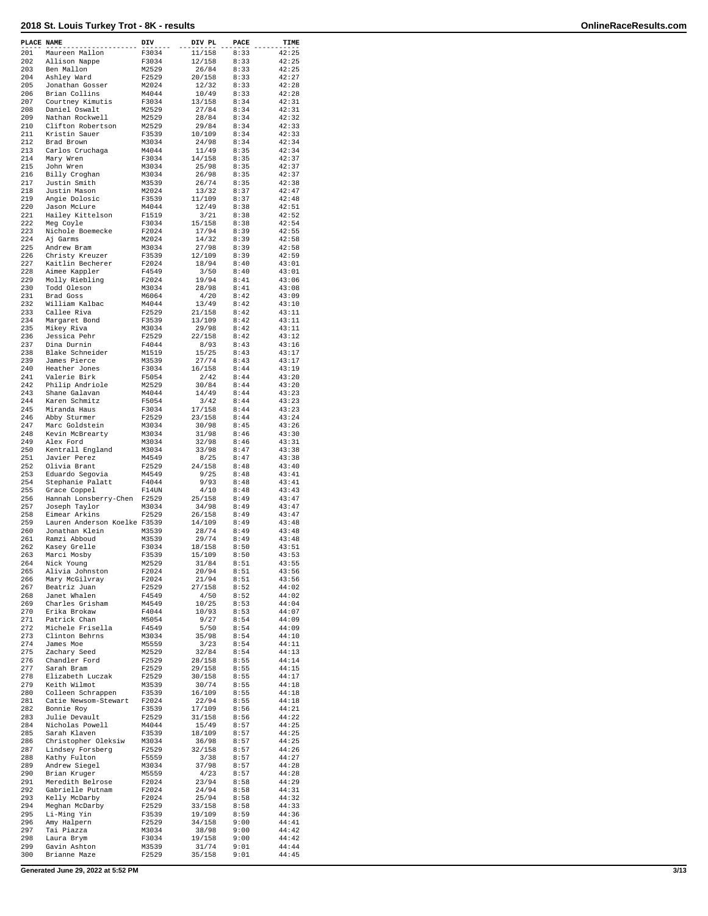# 2018 St. Louis Turkey Trot - 8K - results

| PLACE | NAME | DIV | DIV PL | PACE | TIME |
|---|---|---|---|---|---|
| 201 | Maureen Mallon | F3034 | 11/158 | 8:33 | 42:25 |
| 202 | Allison Nappe | F3034 | 12/158 | 8:33 | 42:25 |
| 203 | Ben Mallon | M2529 | 26/84 | 8:33 | 42:25 |
| 204 | Ashley Ward | F2529 | 20/158 | 8:33 | 42:27 |
| 205 | Jonathan Gosser | M2024 | 12/32 | 8:33 | 42:28 |
| 206 | Brian Collins | M4044 | 10/49 | 8:33 | 42:28 |
| 207 | Courtney Kimutis | F3034 | 13/158 | 8:34 | 42:31 |
| 208 | Daniel Oswalt | M2529 | 27/84 | 8:34 | 42:31 |
| 209 | Nathan Rockwell | M2529 | 28/84 | 8:34 | 42:32 |
| 210 | Clifton Robertson | M2529 | 29/84 | 8:34 | 42:33 |
| 211 | Kristin Sauer | F3539 | 10/109 | 8:34 | 42:33 |
| 212 | Brad Brown | M3034 | 24/98 | 8:34 | 42:34 |
| 213 | Carlos Cruchaga | M4044 | 11/49 | 8:35 | 42:34 |
| 214 | Mary Wren | F3034 | 14/158 | 8:35 | 42:37 |
| 215 | John Wren | M3034 | 25/98 | 8:35 | 42:37 |
| 216 | Billy Croghan | M3034 | 26/98 | 8:35 | 42:37 |
| 217 | Justin Smith | M3539 | 26/74 | 8:35 | 42:38 |
| 218 | Justin Mason | M2024 | 13/32 | 8:37 | 42:47 |
| 219 | Angie Dolosic | F3539 | 11/109 | 8:37 | 42:48 |
| 220 | Jason McLure | M4044 | 12/49 | 8:38 | 42:51 |
| 221 | Hailey Kittelson | F1519 | 3/21 | 8:38 | 42:52 |
| 222 | Meg Coyle | F3034 | 15/158 | 8:38 | 42:54 |
| 223 | Nichole Boemecke | F2024 | 17/94 | 8:39 | 42:55 |
| 224 | Aj Garms | M2024 | 14/32 | 8:39 | 42:58 |
| 225 | Andrew Bram | M3034 | 27/98 | 8:39 | 42:58 |
| 226 | Christy Kreuzer | F3539 | 12/109 | 8:39 | 42:59 |
| 227 | Kaitlin Becherer | F2024 | 18/94 | 8:40 | 43:01 |
| 228 | Aimee Kappler | F4549 | 3/50 | 8:40 | 43:01 |
| 229 | Molly Riebling | F2024 | 19/94 | 8:41 | 43:06 |
| 230 | Todd Oleson | M3034 | 28/98 | 8:41 | 43:08 |
| 231 | Brad Goss | M6064 | 4/20 | 8:42 | 43:09 |
| 232 | William Kalbac | M4044 | 13/49 | 8:42 | 43:10 |
| 233 | Callee Riva | F2529 | 21/158 | 8:42 | 43:11 |
| 234 | Margaret Bond | F3539 | 13/109 | 8:42 | 43:11 |
| 235 | Mikey Riva | M3034 | 29/98 | 8:42 | 43:11 |
| 236 | Jessica Pehr | F2529 | 22/158 | 8:42 | 43:12 |
| 237 | Dina Durnin | F4044 | 8/93 | 8:43 | 43:16 |
| 238 | Blake Schneider | M1519 | 15/25 | 8:43 | 43:17 |
| 239 | James Pierce | M3539 | 27/74 | 8:43 | 43:17 |
| 240 | Heather Jones | F3034 | 16/158 | 8:44 | 43:19 |
| 241 | Valerie Birk | F5054 | 2/42 | 8:44 | 43:20 |
| 242 | Philip Andriole | M2529 | 30/84 | 8:44 | 43:20 |
| 243 | Shane Galavan | M4044 | 14/49 | 8:44 | 43:23 |
| 244 | Karen Schmitz | F5054 | 3/42 | 8:44 | 43:23 |
| 245 | Miranda Haus | F3034 | 17/158 | 8:44 | 43:23 |
| 246 | Abby Sturmer | F2529 | 23/158 | 8:44 | 43:24 |
| 247 | Marc Goldstein | M3034 | 30/98 | 8:45 | 43:26 |
| 248 | Kevin McBrearty | M3034 | 31/98 | 8:46 | 43:30 |
| 249 | Alex Ford | M3034 | 32/98 | 8:46 | 43:31 |
| 250 | Kentrall England | M3034 | 33/98 | 8:47 | 43:38 |
| 251 | Javier Perez | M4549 | 8/25 | 8:47 | 43:38 |
| 252 | Olivia Brant | F2529 | 24/158 | 8:48 | 43:40 |
| 253 | Eduardo Segovia | M4549 | 9/25 | 8:48 | 43:41 |
| 254 | Stephanie Palatt | F4044 | 9/93 | 8:48 | 43:41 |
| 255 | Grace Coppel | F14UN | 4/10 | 8:48 | 43:43 |
| 256 | Hannah Lonsberry-Chen | F2529 | 25/158 | 8:49 | 43:47 |
| 257 | Joseph Taylor | M3034 | 34/98 | 8:49 | 43:47 |
| 258 | Eimear Arkins | F2529 | 26/158 | 8:49 | 43:47 |
| 259 | Lauren Anderson Koelke | F3539 | 14/109 | 8:49 | 43:48 |
| 260 | Jonathan Klein | M3539 | 28/74 | 8:49 | 43:48 |
| 261 | Ramzi Abboud | M3539 | 29/74 | 8:49 | 43:48 |
| 262 | Kasey Grelle | F3034 | 18/158 | 8:50 | 43:51 |
| 263 | Marci Mosby | F3539 | 15/109 | 8:50 | 43:53 |
| 264 | Nick Young | M2529 | 31/84 | 8:51 | 43:55 |
| 265 | Alivia Johnston | F2024 | 20/94 | 8:51 | 43:56 |
| 266 | Mary McGilvray | F2024 | 21/94 | 8:51 | 43:56 |
| 267 | Beatriz Juan | F2529 | 27/158 | 8:52 | 44:02 |
| 268 | Janet Whalen | F4549 | 4/50 | 8:52 | 44:02 |
| 269 | Charles Grisham | M4549 | 10/25 | 8:53 | 44:04 |
| 270 | Erika Brokaw | F4044 | 10/93 | 8:53 | 44:07 |
| 271 | Patrick Chan | M5054 | 9/27 | 8:54 | 44:09 |
| 272 | Michele Frisella | F4549 | 5/50 | 8:54 | 44:09 |
| 273 | Clinton Behrns | M3034 | 35/98 | 8:54 | 44:10 |
| 274 | James Moe | M5559 | 3/23 | 8:54 | 44:11 |
| 275 | Zachary Seed | M2529 | 32/84 | 8:54 | 44:13 |
| 276 | Chandler Ford | F2529 | 28/158 | 8:55 | 44:14 |
| 277 | Sarah Bram | F2529 | 29/158 | 8:55 | 44:15 |
| 278 | Elizabeth Luczak | F2529 | 30/158 | 8:55 | 44:17 |
| 279 | Keith Wilmot | M3539 | 30/74 | 8:55 | 44:18 |
| 280 | Colleen Schrappen | F3539 | 16/109 | 8:55 | 44:18 |
| 281 | Catie Newsom-Stewart | F2024 | 22/94 | 8:55 | 44:18 |
| 282 | Bonnie Roy | F3539 | 17/109 | 8:56 | 44:21 |
| 283 | Julie Devault | F2529 | 31/158 | 8:56 | 44:22 |
| 284 | Nicholas Powell | M4044 | 15/49 | 8:57 | 44:25 |
| 285 | Sarah Klaven | F3539 | 18/109 | 8:57 | 44:25 |
| 286 | Christopher Oleksiw | M3034 | 36/98 | 8:57 | 44:25 |
| 287 | Lindsey Forsberg | F2529 | 32/158 | 8:57 | 44:26 |
| 288 | Kathy Fulton | F5559 | 3/38 | 8:57 | 44:27 |
| 289 | Andrew Siegel | M3034 | 37/98 | 8:57 | 44:28 |
| 290 | Brian Kruger | M5559 | 4/23 | 8:57 | 44:28 |
| 291 | Meredith Belrose | F2024 | 23/94 | 8:58 | 44:29 |
| 292 | Gabrielle Putnam | F2024 | 24/94 | 8:58 | 44:31 |
| 293 | Kelly McDarby | F2024 | 25/94 | 8:58 | 44:32 |
| 294 | Meghan McDarby | F2529 | 33/158 | 8:58 | 44:33 |
| 295 | Li-Ming Yin | F3539 | 19/109 | 8:59 | 44:36 |
| 296 | Amy Halpern | F2529 | 34/158 | 9:00 | 44:41 |
| 297 | Tai Piazza | M3034 | 38/98 | 9:00 | 44:42 |
| 298 | Laura Brym | F3034 | 19/158 | 9:00 | 44:42 |
| 299 | Gavin Ashton | M3539 | 31/74 | 9:01 | 44:44 |
| 300 | Brianne Maze | F2529 | 35/158 | 9:01 | 44:45 |

Generated June 29, 2022 at 5:52 PM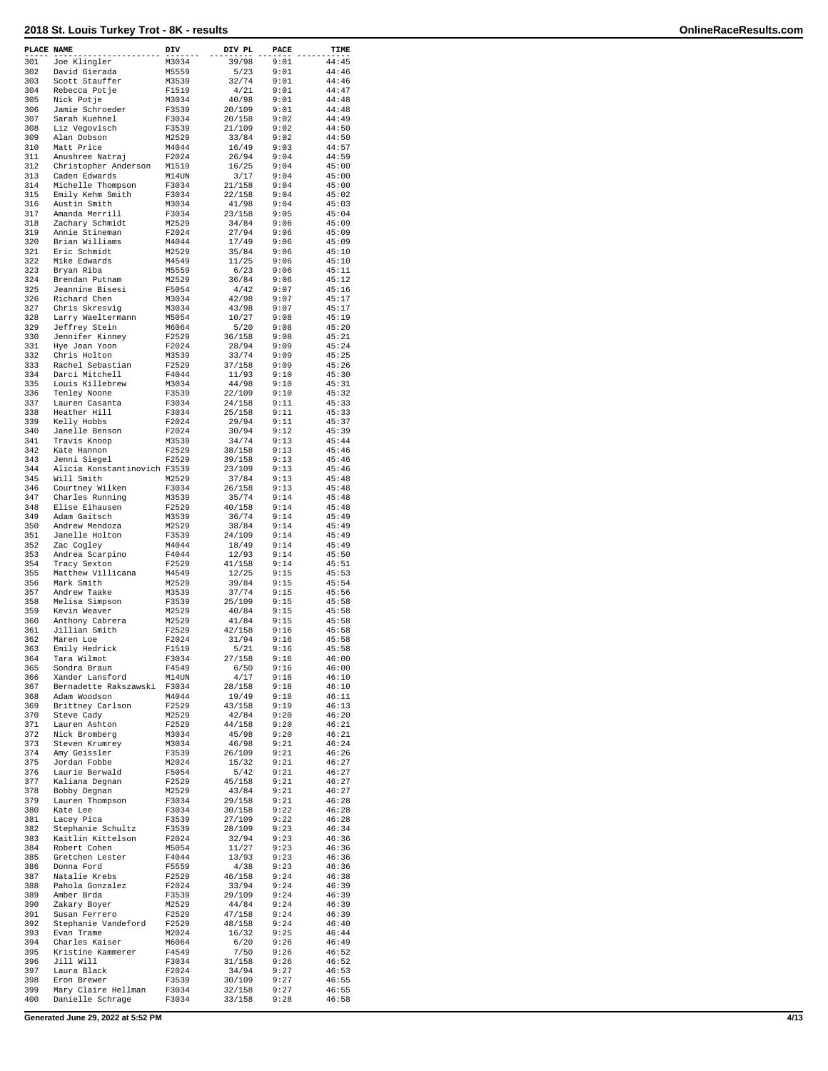# 2018 St. Louis Turkey Trot - 8K - results

| PLACE | NAME | DIV | DIV PL | PACE | TIME |
|---|---|---|---|---|---|
| 301 | Joe Klingler | M3034 | 39/98 | 9:01 | 44:45 |
| 302 | David Gierada | M5559 | 5/23 | 9:01 | 44:46 |
| 303 | Scott Stauffer | M3539 | 32/74 | 9:01 | 44:46 |
| 304 | Rebecca Potje | F1519 | 4/21 | 9:01 | 44:47 |
| 305 | Nick Potje | M3034 | 40/98 | 9:01 | 44:48 |
| 306 | Jamie Schroeder | F3539 | 20/109 | 9:01 | 44:48 |
| 307 | Sarah Kuehnel | F3034 | 20/158 | 9:02 | 44:49 |
| 308 | Liz Vegovisch | F3539 | 21/109 | 9:02 | 44:50 |
| 309 | Alan Dobson | M2529 | 33/84 | 9:02 | 44:50 |
| 310 | Matt Price | M4044 | 16/49 | 9:03 | 44:57 |
| 311 | Anushree Natraj | F2024 | 26/94 | 9:04 | 44:59 |
| 312 | Christopher Anderson | M1519 | 16/25 | 9:04 | 45:00 |
| 313 | Caden Edwards | M14UN | 3/17 | 9:04 | 45:00 |
| 314 | Michelle Thompson | F3034 | 21/158 | 9:04 | 45:00 |
| 315 | Emily Kehm Smith | F3034 | 22/158 | 9:04 | 45:02 |
| 316 | Austin Smith | M3034 | 41/98 | 9:04 | 45:03 |
| 317 | Amanda Merrill | F3034 | 23/158 | 9:05 | 45:04 |
| 318 | Zachary Schmidt | M2529 | 34/84 | 9:06 | 45:09 |
| 319 | Annie Stineman | F2024 | 27/94 | 9:06 | 45:09 |
| 320 | Brian Williams | M4044 | 17/49 | 9:06 | 45:09 |
| 321 | Eric Schmidt | M2529 | 35/84 | 9:06 | 45:10 |
| 322 | Mike Edwards | M4549 | 11/25 | 9:06 | 45:10 |
| 323 | Bryan Riba | M5559 | 6/23 | 9:06 | 45:11 |
| 324 | Brendan Putnam | M2529 | 36/84 | 9:06 | 45:12 |
| 325 | Jeannine Bisesi | F5054 | 4/42 | 9:07 | 45:16 |
| 326 | Richard Chen | M3034 | 42/98 | 9:07 | 45:17 |
| 327 | Chris Skresvig | M3034 | 43/98 | 9:07 | 45:17 |
| 328 | Larry Waeltermann | M5054 | 10/27 | 9:08 | 45:19 |
| 329 | Jeffrey Stein | M6064 | 5/20 | 9:08 | 45:20 |
| 330 | Jennifer Kinney | F2529 | 36/158 | 9:08 | 45:21 |
| 331 | Hye Jean Yoon | F2024 | 28/94 | 9:09 | 45:24 |
| 332 | Chris Holton | M3539 | 33/74 | 9:09 | 45:25 |
| 333 | Rachel Sebastian | F2529 | 37/158 | 9:09 | 45:26 |
| 334 | Darci Mitchell | F4044 | 11/93 | 9:10 | 45:30 |
| 335 | Louis Killebrew | M3034 | 44/98 | 9:10 | 45:31 |
| 336 | Tenley Noone | F3539 | 22/109 | 9:10 | 45:32 |
| 337 | Lauren Casanta | F3034 | 24/158 | 9:11 | 45:33 |
| 338 | Heather Hill | F3034 | 25/158 | 9:11 | 45:33 |
| 339 | Kelly Hobbs | F2024 | 29/94 | 9:11 | 45:37 |
| 340 | Janelle Benson | F2024 | 30/94 | 9:12 | 45:39 |
| 341 | Travis Knoop | M3539 | 34/74 | 9:13 | 45:44 |
| 342 | Kate Hannon | F2529 | 38/158 | 9:13 | 45:46 |
| 343 | Jenni Siegel | F2529 | 39/158 | 9:13 | 45:46 |
| 344 | Alicia Konstantinovich | F3539 | 23/109 | 9:13 | 45:46 |
| 345 | Will Smith | M2529 | 37/84 | 9:13 | 45:48 |
| 346 | Courtney Wilken | F3034 | 26/158 | 9:13 | 45:48 |
| 347 | Charles Running | M3539 | 35/74 | 9:14 | 45:48 |
| 348 | Elise Eihausen | F2529 | 40/158 | 9:14 | 45:48 |
| 349 | Adam Gaitsch | M3539 | 36/74 | 9:14 | 45:49 |
| 350 | Andrew Mendoza | M2529 | 38/84 | 9:14 | 45:49 |
| 351 | Janelle Holton | F3539 | 24/109 | 9:14 | 45:49 |
| 352 | Zac Cogley | M4044 | 18/49 | 9:14 | 45:49 |
| 353 | Andrea Scarpino | F4044 | 12/93 | 9:14 | 45:50 |
| 354 | Tracy Sexton | F2529 | 41/158 | 9:14 | 45:51 |
| 355 | Matthew Villicana | M4549 | 12/25 | 9:15 | 45:53 |
| 356 | Mark Smith | M2529 | 39/84 | 9:15 | 45:54 |
| 357 | Andrew Taake | M3539 | 37/74 | 9:15 | 45:56 |
| 358 | Melisa Simpson | F3539 | 25/109 | 9:15 | 45:58 |
| 359 | Kevin Weaver | M2529 | 40/84 | 9:15 | 45:58 |
| 360 | Anthony Cabrera | M2529 | 41/84 | 9:15 | 45:58 |
| 361 | Jillian Smith | F2529 | 42/158 | 9:16 | 45:58 |
| 362 | Maren Loe | F2024 | 31/94 | 9:16 | 45:58 |
| 363 | Emily Hedrick | F1519 | 5/21 | 9:16 | 45:58 |
| 364 | Tara Wilmot | F3034 | 27/158 | 9:16 | 46:00 |
| 365 | Sondra Braun | F4549 | 6/50 | 9:16 | 46:00 |
| 366 | Xander Lansford | M14UN | 4/17 | 9:18 | 46:10 |
| 367 | Bernadette Rakszawski | F3034 | 28/158 | 9:18 | 46:10 |
| 368 | Adam Woodson | M4044 | 19/49 | 9:18 | 46:11 |
| 369 | Brittney Carlson | F2529 | 43/158 | 9:19 | 46:13 |
| 370 | Steve Cady | M2529 | 42/84 | 9:20 | 46:20 |
| 371 | Lauren Ashton | F2529 | 44/158 | 9:20 | 46:21 |
| 372 | Nick Bromberg | M3034 | 45/98 | 9:20 | 46:21 |
| 373 | Steven Krumrey | M3034 | 46/98 | 9:21 | 46:24 |
| 374 | Amy Geissler | F3539 | 26/109 | 9:21 | 46:26 |
| 375 | Jordan Fobbe | M2024 | 15/32 | 9:21 | 46:27 |
| 376 | Laurie Berwald | F5054 | 5/42 | 9:21 | 46:27 |
| 377 | Kaliana Degnan | F2529 | 45/158 | 9:21 | 46:27 |
| 378 | Bobby Degnan | M2529 | 43/84 | 9:21 | 46:27 |
| 379 | Lauren Thompson | F3034 | 29/158 | 9:21 | 46:28 |
| 380 | Kate Lee | F3034 | 30/158 | 9:22 | 46:28 |
| 381 | Lacey Pica | F3539 | 27/109 | 9:22 | 46:28 |
| 382 | Stephanie Schultz | F3539 | 28/109 | 9:23 | 46:34 |
| 383 | Kaitlin Kittelson | F2024 | 32/94 | 9:23 | 46:36 |
| 384 | Robert Cohen | M5054 | 11/27 | 9:23 | 46:36 |
| 385 | Gretchen Lester | F4044 | 13/93 | 9:23 | 46:36 |
| 386 | Donna Ford | F5559 | 4/38 | 9:23 | 46:36 |
| 387 | Natalie Krebs | F2529 | 46/158 | 9:24 | 46:38 |
| 388 | Pahola Gonzalez | F2024 | 33/94 | 9:24 | 46:39 |
| 389 | Amber Brda | F3539 | 29/109 | 9:24 | 46:39 |
| 390 | Zakary Boyer | M2529 | 44/84 | 9:24 | 46:39 |
| 391 | Susan Ferrero | F2529 | 47/158 | 9:24 | 46:39 |
| 392 | Stephanie Vandeford | F2529 | 48/158 | 9:24 | 46:40 |
| 393 | Evan Trame | M2024 | 16/32 | 9:25 | 46:44 |
| 394 | Charles Kaiser | M6064 | 6/20 | 9:26 | 46:49 |
| 395 | Kristine Kammerer | F4549 | 7/50 | 9:26 | 46:52 |
| 396 | Jill Will | F3034 | 31/158 | 9:26 | 46:52 |
| 397 | Laura Black | F2024 | 34/94 | 9:27 | 46:53 |
| 398 | Eron Brewer | F3539 | 30/109 | 9:27 | 46:55 |
| 399 | Mary Claire Hellman | F3034 | 32/158 | 9:27 | 46:55 |
| 400 | Danielle Schrage | F3034 | 33/158 | 9:28 | 46:58 |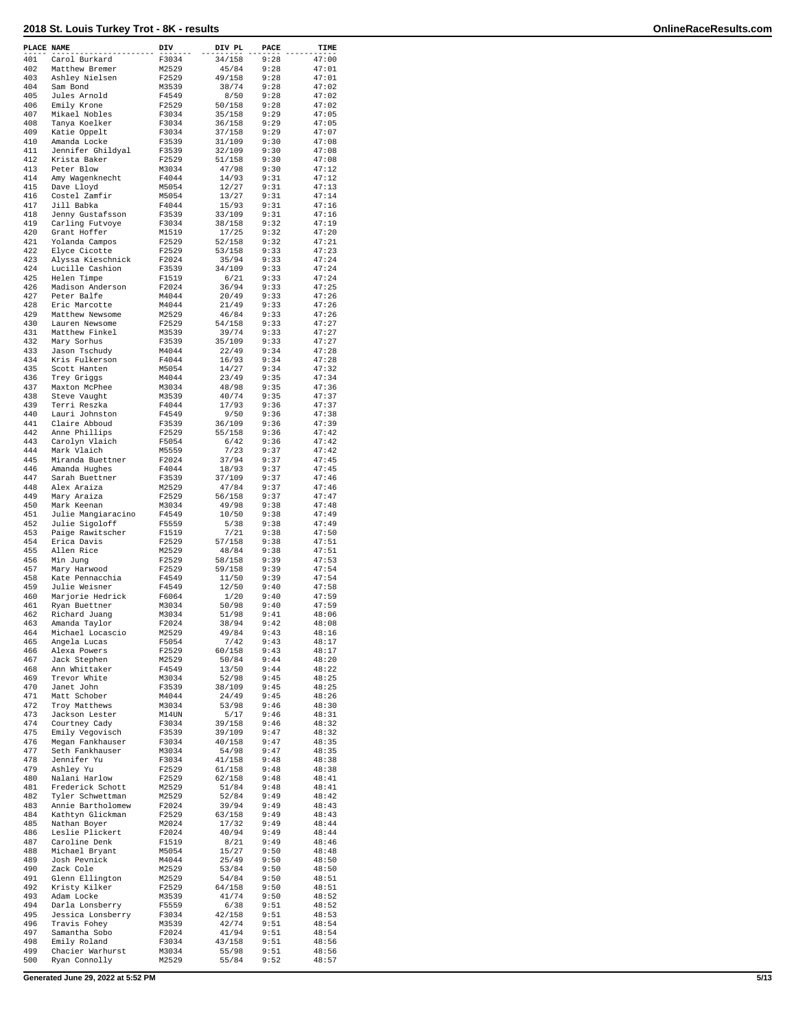# 2018 St. Louis Turkey Trot - 8K - results

| PLACE | NAME | DIV | DIV PL | PACE | TIME |
|---|---|---|---|---|---|
| 401 | Carol Burkard | F3034 | 34/158 | 9:28 | 47:00 |
| 402 | Matthew Bremer | M2529 | 45/84 | 9:28 | 47:01 |
| 403 | Ashley Nielsen | F2529 | 49/158 | 9:28 | 47:01 |
| 404 | Sam Bond | M3539 | 38/74 | 9:28 | 47:02 |
| 405 | Jules Arnold | F4549 | 8/50 | 9:28 | 47:02 |
| 406 | Emily Krone | F2529 | 50/158 | 9:28 | 47:02 |
| 407 | Mikael Nobles | F3034 | 35/158 | 9:29 | 47:05 |
| 408 | Tanya Koelker | F3034 | 36/158 | 9:29 | 47:05 |
| 409 | Katie Oppelt | F3034 | 37/158 | 9:29 | 47:07 |
| 410 | Amanda Locke | F3539 | 31/109 | 9:30 | 47:08 |
| 411 | Jennifer Ghildyal | F3539 | 32/109 | 9:30 | 47:08 |
| 412 | Krista Baker | F2529 | 51/158 | 9:30 | 47:08 |
| 413 | Peter Blow | M3034 | 47/98 | 9:30 | 47:12 |
| 414 | Amy Wagenknecht | F4044 | 14/93 | 9:31 | 47:12 |
| 415 | Dave Lloyd | M5054 | 12/27 | 9:31 | 47:13 |
| 416 | Costel Zamfir | M5054 | 13/27 | 9:31 | 47:14 |
| 417 | Jill Babka | F4044 | 15/93 | 9:31 | 47:16 |
| 418 | Jenny Gustafsson | F3539 | 33/109 | 9:31 | 47:16 |
| 419 | Carling Futvoye | F3034 | 38/158 | 9:32 | 47:19 |
| 420 | Grant Hoffer | M1519 | 17/25 | 9:32 | 47:20 |
| 421 | Yolanda Campos | F2529 | 52/158 | 9:32 | 47:21 |
| 422 | Elyce Cicotte | F2529 | 53/158 | 9:33 | 47:23 |
| 423 | Alyssa Kieschnick | F2024 | 35/94 | 9:33 | 47:24 |
| 424 | Lucille Cashion | F3539 | 34/109 | 9:33 | 47:24 |
| 425 | Helen Timpe | F1519 | 6/21 | 9:33 | 47:24 |
| 426 | Madison Anderson | F2024 | 36/94 | 9:33 | 47:25 |
| 427 | Peter Balfe | M4044 | 20/49 | 9:33 | 47:26 |
| 428 | Eric Marcotte | M4044 | 21/49 | 9:33 | 47:26 |
| 429 | Matthew Newsome | M2529 | 46/84 | 9:33 | 47:26 |
| 430 | Lauren Newsome | F2529 | 54/158 | 9:33 | 47:27 |
| 431 | Matthew Finkel | M3539 | 39/74 | 9:33 | 47:27 |
| 432 | Mary Sorhus | F3539 | 35/109 | 9:33 | 47:27 |
| 433 | Jason Tschudy | M4044 | 22/49 | 9:34 | 47:28 |
| 434 | Kris Fulkerson | F4044 | 16/93 | 9:34 | 47:28 |
| 435 | Scott Hanten | M5054 | 14/27 | 9:34 | 47:32 |
| 436 | Trey Griggs | M4044 | 23/49 | 9:35 | 47:34 |
| 437 | Maxton McPhee | M3034 | 48/98 | 9:35 | 47:36 |
| 438 | Steve Vaught | M3539 | 40/74 | 9:35 | 47:37 |
| 439 | Terri Reszka | F4044 | 17/93 | 9:36 | 47:37 |
| 440 | Lauri Johnston | F4549 | 9/50 | 9:36 | 47:38 |
| 441 | Claire Abboud | F3539 | 36/109 | 9:36 | 47:39 |
| 442 | Anne Phillips | F2529 | 55/158 | 9:36 | 47:42 |
| 443 | Carolyn Vlaich | F5054 | 6/42 | 9:36 | 47:42 |
| 444 | Mark Vlaich | M5559 | 7/23 | 9:37 | 47:42 |
| 445 | Miranda Buettner | F2024 | 37/94 | 9:37 | 47:45 |
| 446 | Amanda Hughes | F4044 | 18/93 | 9:37 | 47:45 |
| 447 | Sarah Buettner | F3539 | 37/109 | 9:37 | 47:46 |
| 448 | Alex Araiza | M2529 | 47/84 | 9:37 | 47:46 |
| 449 | Mary Araiza | F2529 | 56/158 | 9:37 | 47:47 |
| 450 | Mark Keenan | M3034 | 49/98 | 9:38 | 47:48 |
| 451 | Julie Mangiaracino | F4549 | 10/50 | 9:38 | 47:49 |
| 452 | Julie Sigoloff | F5559 | 5/38 | 9:38 | 47:49 |
| 453 | Paige Rawitscher | F1519 | 7/21 | 9:38 | 47:50 |
| 454 | Erica Davis | F2529 | 57/158 | 9:38 | 47:51 |
| 455 | Allen Rice | M2529 | 48/84 | 9:38 | 47:51 |
| 456 | Min Jung | F2529 | 58/158 | 9:39 | 47:53 |
| 457 | Mary Harwood | F2529 | 59/158 | 9:39 | 47:54 |
| 458 | Kate Pennacchia | F4549 | 11/50 | 9:39 | 47:54 |
| 459 | Julie Weisner | F4549 | 12/50 | 9:40 | 47:58 |
| 460 | Marjorie Hedrick | F6064 | 1/20 | 9:40 | 47:59 |
| 461 | Ryan Buettner | M3034 | 50/98 | 9:40 | 47:59 |
| 462 | Richard Juang | M3034 | 51/98 | 9:41 | 48:06 |
| 463 | Amanda Taylor | F2024 | 38/94 | 9:42 | 48:08 |
| 464 | Michael Locascio | M2529 | 49/84 | 9:43 | 48:16 |
| 465 | Angela Lucas | F5054 | 7/42 | 9:43 | 48:17 |
| 466 | Alexa Powers | F2529 | 60/158 | 9:43 | 48:17 |
| 467 | Jack Stephen | M2529 | 50/84 | 9:44 | 48:20 |
| 468 | Ann Whittaker | F4549 | 13/50 | 9:44 | 48:22 |
| 469 | Trevor White | M3034 | 52/98 | 9:45 | 48:25 |
| 470 | Janet John | F3539 | 38/109 | 9:45 | 48:25 |
| 471 | Matt Schober | M4044 | 24/49 | 9:45 | 48:26 |
| 472 | Troy Matthews | M3034 | 53/98 | 9:46 | 48:30 |
| 473 | Jackson Lester | M14UN | 5/17 | 9:46 | 48:31 |
| 474 | Courtney Cady | F3034 | 39/158 | 9:46 | 48:32 |
| 475 | Emily Vegovisch | F3539 | 39/109 | 9:47 | 48:32 |
| 476 | Megan Fankhauser | F3034 | 40/158 | 9:47 | 48:35 |
| 477 | Seth Fankhauser | M3034 | 54/98 | 9:47 | 48:35 |
| 478 | Jennifer Yu | F3034 | 41/158 | 9:48 | 48:38 |
| 479 | Ashley Yu | F2529 | 61/158 | 9:48 | 48:38 |
| 480 | Nalani Harlow | F2529 | 62/158 | 9:48 | 48:41 |
| 481 | Frederick Schott | M2529 | 51/84 | 9:48 | 48:41 |
| 482 | Tyler Schwettman | M2529 | 52/84 | 9:49 | 48:42 |
| 483 | Annie Bartholomew | F2024 | 39/94 | 9:49 | 48:43 |
| 484 | Kathtyn Glickman | F2529 | 63/158 | 9:49 | 48:43 |
| 485 | Nathan Boyer | M2024 | 17/32 | 9:49 | 48:44 |
| 486 | Leslie Plickert | F2024 | 40/94 | 9:49 | 48:44 |
| 487 | Caroline Denk | F1519 | 8/21 | 9:49 | 48:46 |
| 488 | Michael Bryant | M5054 | 15/27 | 9:50 | 48:48 |
| 489 | Josh Pevnick | M4044 | 25/49 | 9:50 | 48:50 |
| 490 | Zack Cole | M2529 | 53/84 | 9:50 | 48:50 |
| 491 | Glenn Ellington | M2529 | 54/84 | 9:50 | 48:51 |
| 492 | Kristy Kilker | F2529 | 64/158 | 9:50 | 48:51 |
| 493 | Adam Locke | M3539 | 41/74 | 9:50 | 48:52 |
| 494 | Darla Lonsberry | F5559 | 6/38 | 9:51 | 48:52 |
| 495 | Jessica Lonsberry | F3034 | 42/158 | 9:51 | 48:53 |
| 496 | Travis Fohey | M3539 | 42/74 | 9:51 | 48:54 |
| 497 | Samantha Sobo | F2024 | 41/94 | 9:51 | 48:54 |
| 498 | Emily Roland | F3034 | 43/158 | 9:51 | 48:56 |
| 499 | Chacier Warhurst | M3034 | 55/98 | 9:51 | 48:56 |
| 500 | Ryan Connolly | M2529 | 55/84 | 9:52 | 48:57 |

Generated June 29, 2022 at 5:52 PM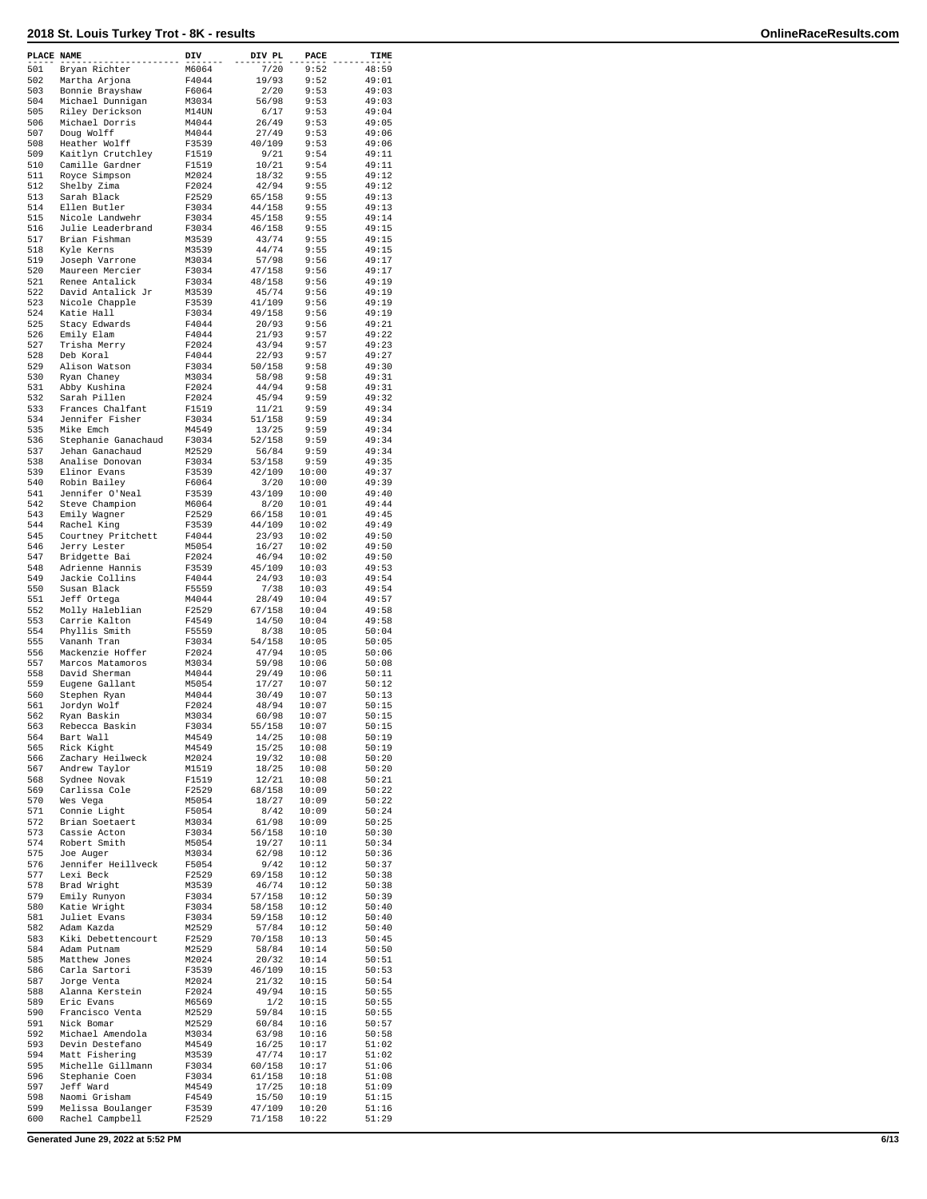# 2018 St. Louis Turkey Trot - 8K - results

| PLACE | NAME | DIV | DIV PL | PACE | TIME |
|---|---|---|---|---|---|
| 501 | Bryan Richter | M6064 | 7/20 | 9:52 | 48:59 |
| 502 | Martha Arjona | F4044 | 19/93 | 9:52 | 49:01 |
| 503 | Bonnie Brayshaw | F6064 | 2/20 | 9:53 | 49:03 |
| 504 | Michael Dunnigan | M3034 | 56/98 | 9:53 | 49:03 |
| 505 | Riley Derickson | M14UN | 6/17 | 9:53 | 49:04 |
| 506 | Michael Dorris | M4044 | 26/49 | 9:53 | 49:05 |
| 507 | Doug Wolff | M4044 | 27/49 | 9:53 | 49:06 |
| 508 | Heather Wolff | F3539 | 40/109 | 9:53 | 49:06 |
| 509 | Kaitlyn Crutchley | F1519 | 9/21 | 9:54 | 49:11 |
| 510 | Camille Gardner | F1519 | 10/21 | 9:54 | 49:11 |
| 511 | Royce Simpson | M2024 | 18/32 | 9:55 | 49:12 |
| 512 | Shelby Zima | F2024 | 42/94 | 9:55 | 49:12 |
| 513 | Sarah Black | F2529 | 65/158 | 9:55 | 49:13 |
| 514 | Ellen Butler | F3034 | 44/158 | 9:55 | 49:13 |
| 515 | Nicole Landwehr | F3034 | 45/158 | 9:55 | 49:14 |
| 516 | Julie Leaderbrand | F3034 | 46/158 | 9:55 | 49:15 |
| 517 | Brian Fishman | M3539 | 43/74 | 9:55 | 49:15 |
| 518 | Kyle Kerns | M3539 | 44/74 | 9:55 | 49:15 |
| 519 | Joseph Varrone | M3034 | 57/98 | 9:56 | 49:17 |
| 520 | Maureen Mercier | F3034 | 47/158 | 9:56 | 49:17 |
| 521 | Renee Antalick | F3034 | 48/158 | 9:56 | 49:19 |
| 522 | David Antalick Jr | M3539 | 45/74 | 9:56 | 49:19 |
| 523 | Nicole Chapple | F3539 | 41/109 | 9:56 | 49:19 |
| 524 | Katie Hall | F3034 | 49/158 | 9:56 | 49:19 |
| 525 | Stacy Edwards | F4044 | 20/93 | 9:56 | 49:21 |
| 526 | Emily Elam | F4044 | 21/93 | 9:57 | 49:22 |
| 527 | Trisha Merry | F2024 | 43/94 | 9:57 | 49:23 |
| 528 | Deb Koral | F4044 | 22/93 | 9:57 | 49:27 |
| 529 | Alison Watson | F3034 | 50/158 | 9:58 | 49:30 |
| 530 | Ryan Chaney | M3034 | 58/98 | 9:58 | 49:31 |
| 531 | Abby Kushina | F2024 | 44/94 | 9:58 | 49:31 |
| 532 | Sarah Pillen | F2024 | 45/94 | 9:59 | 49:32 |
| 533 | Frances Chalfant | F1519 | 11/21 | 9:59 | 49:34 |
| 534 | Jennifer Fisher | F3034 | 51/158 | 9:59 | 49:34 |
| 535 | Mike Emch | M4549 | 13/25 | 9:59 | 49:34 |
| 536 | Stephanie Ganachaud | F3034 | 52/158 | 9:59 | 49:34 |
| 537 | Jehan Ganachaud | M2529 | 56/84 | 9:59 | 49:34 |
| 538 | Analise Donovan | F3034 | 53/158 | 9:59 | 49:35 |
| 539 | Elinor Evans | F3539 | 42/109 | 10:00 | 49:37 |
| 540 | Robin Bailey | F6064 | 3/20 | 10:00 | 49:39 |
| 541 | Jennifer O'Neal | F3539 | 43/109 | 10:00 | 49:40 |
| 542 | Steve Champion | M6064 | 8/20 | 10:01 | 49:44 |
| 543 | Emily Wagner | F2529 | 66/158 | 10:01 | 49:45 |
| 544 | Rachel King | F3539 | 44/109 | 10:02 | 49:49 |
| 545 | Courtney Pritchett | F4044 | 23/93 | 10:02 | 49:50 |
| 546 | Jerry Lester | M5054 | 16/27 | 10:02 | 49:50 |
| 547 | Bridgette Bai | F2024 | 46/94 | 10:02 | 49:50 |
| 548 | Adrienne Hannis | F3539 | 45/109 | 10:03 | 49:53 |
| 549 | Jackie Collins | F4044 | 24/93 | 10:03 | 49:54 |
| 550 | Susan Black | F5559 | 7/38 | 10:03 | 49:54 |
| 551 | Jeff Ortega | M4044 | 28/49 | 10:04 | 49:57 |
| 552 | Molly Haleblian | F2529 | 67/158 | 10:04 | 49:58 |
| 553 | Carrie Kalton | F4549 | 14/50 | 10:04 | 49:58 |
| 554 | Phyllis Smith | F5559 | 8/38 | 10:05 | 50:04 |
| 555 | Vananh Tran | F3034 | 54/158 | 10:05 | 50:05 |
| 556 | Mackenzie Hoffer | F2024 | 47/94 | 10:05 | 50:06 |
| 557 | Marcos Matamoros | M3034 | 59/98 | 10:06 | 50:08 |
| 558 | David Sherman | M4044 | 29/49 | 10:06 | 50:11 |
| 559 | Eugene Gallant | M5054 | 17/27 | 10:07 | 50:12 |
| 560 | Stephen Ryan | M4044 | 30/49 | 10:07 | 50:13 |
| 561 | Jordyn Wolf | F2024 | 48/94 | 10:07 | 50:15 |
| 562 | Ryan Baskin | M3034 | 60/98 | 10:07 | 50:15 |
| 563 | Rebecca Baskin | F3034 | 55/158 | 10:07 | 50:15 |
| 564 | Bart Wall | M4549 | 14/25 | 10:08 | 50:19 |
| 565 | Rick Kight | M4549 | 15/25 | 10:08 | 50:19 |
| 566 | Zachary Heilweck | M2024 | 19/32 | 10:08 | 50:20 |
| 567 | Andrew Taylor | M1519 | 18/25 | 10:08 | 50:20 |
| 568 | Sydnee Novak | F1519 | 12/21 | 10:08 | 50:21 |
| 569 | Carlissa Cole | F2529 | 68/158 | 10:09 | 50:22 |
| 570 | Wes Vega | M5054 | 18/27 | 10:09 | 50:22 |
| 571 | Connie Light | F5054 | 8/42 | 10:09 | 50:24 |
| 572 | Brian Soetaert | M3034 | 61/98 | 10:09 | 50:25 |
| 573 | Cassie Acton | F3034 | 56/158 | 10:10 | 50:30 |
| 574 | Robert Smith | M5054 | 19/27 | 10:11 | 50:34 |
| 575 | Joe Auger | M3034 | 62/98 | 10:12 | 50:36 |
| 576 | Jennifer Heillveck | F5054 | 9/42 | 10:12 | 50:37 |
| 577 | Lexi Beck | F2529 | 69/158 | 10:12 | 50:38 |
| 578 | Brad Wright | M3539 | 46/74 | 10:12 | 50:38 |
| 579 | Emily Runyon | F3034 | 57/158 | 10:12 | 50:39 |
| 580 | Katie Wright | F3034 | 58/158 | 10:12 | 50:40 |
| 581 | Juliet Evans | F3034 | 59/158 | 10:12 | 50:40 |
| 582 | Adam Kazda | M2529 | 57/84 | 10:12 | 50:40 |
| 583 | Kiki Debettencourt | F2529 | 70/158 | 10:13 | 50:45 |
| 584 | Adam Putnam | M2529 | 58/84 | 10:14 | 50:50 |
| 585 | Matthew Jones | M2024 | 20/32 | 10:14 | 50:51 |
| 586 | Carla Sartori | F3539 | 46/109 | 10:15 | 50:53 |
| 587 | Jorge Venta | M2024 | 21/32 | 10:15 | 50:54 |
| 588 | Alanna Kerstein | F2024 | 49/94 | 10:15 | 50:55 |
| 589 | Eric Evans | M6569 | 1/2 | 10:15 | 50:55 |
| 590 | Francisco Venta | M2529 | 59/84 | 10:15 | 50:55 |
| 591 | Nick Bomar | M2529 | 60/84 | 10:16 | 50:57 |
| 592 | Michael Amendola | M3034 | 63/98 | 10:16 | 50:58 |
| 593 | Devin Destefano | M4549 | 16/25 | 10:17 | 51:02 |
| 594 | Matt Fishering | M3539 | 47/74 | 10:17 | 51:02 |
| 595 | Michelle Gillmann | F3034 | 60/158 | 10:17 | 51:06 |
| 596 | Stephanie Coen | F3034 | 61/158 | 10:18 | 51:08 |
| 597 | Jeff Ward | M4549 | 17/25 | 10:18 | 51:09 |
| 598 | Naomi Grisham | F4549 | 15/50 | 10:19 | 51:15 |
| 599 | Melissa Boulanger | F3539 | 47/109 | 10:20 | 51:16 |
| 600 | Rachel Campbell | F2529 | 71/158 | 10:22 | 51:29 |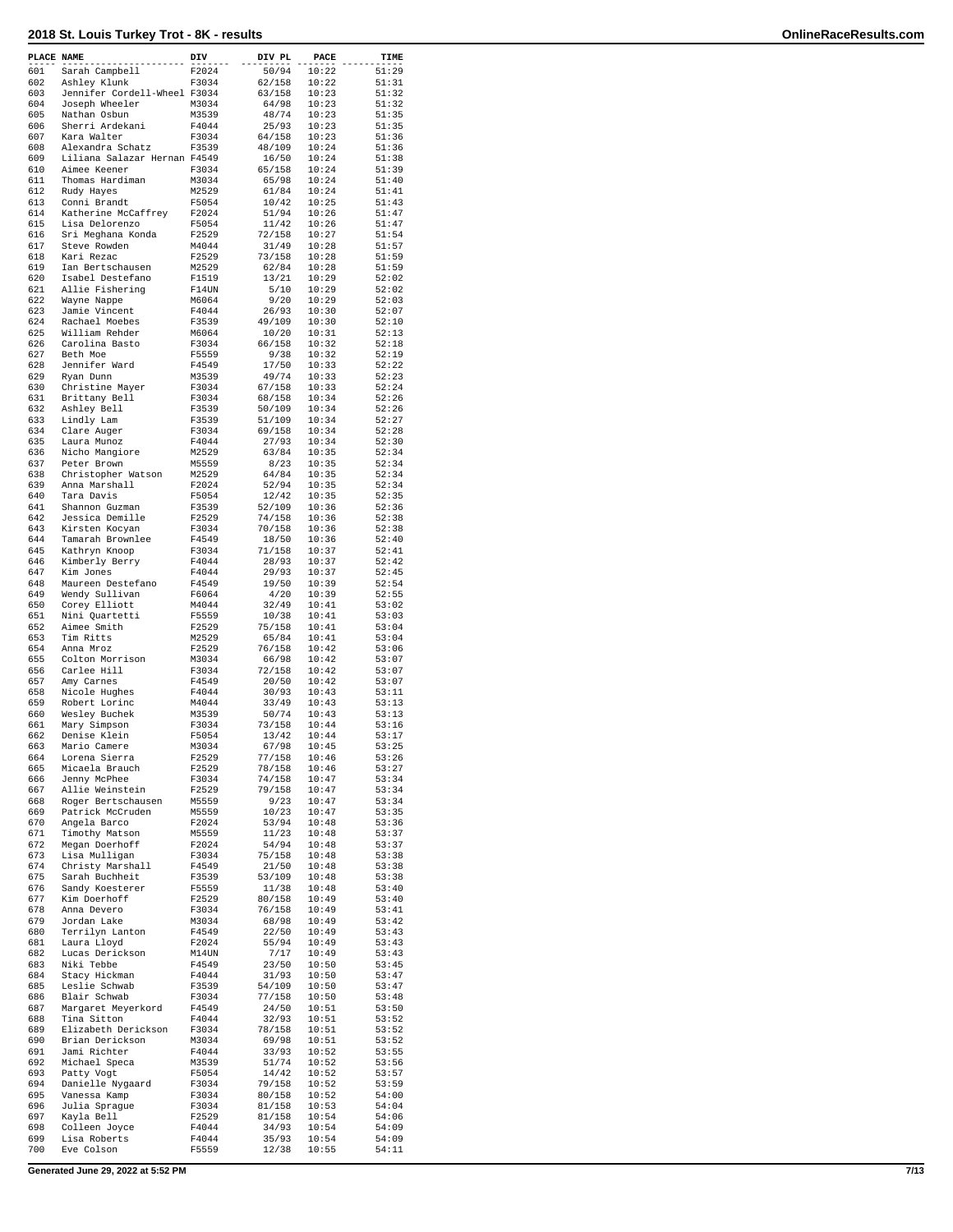# 2018 St. Louis Turkey Trot - 8K - results

| PLACE | NAME | DIV | DIV PL | PACE | TIME |
|---|---|---|---|---|---|
| 601 | Sarah Campbell | F2024 | 50/94 | 10:22 | 51:29 |
| 602 | Ashley Klunk | F3034 | 62/158 | 10:22 | 51:31 |
| 603 | Jennifer Cordell-Wheel | F3034 | 63/158 | 10:23 | 51:32 |
| 604 | Joseph Wheeler | M3034 | 64/98 | 10:23 | 51:32 |
| 605 | Nathan Osbun | M3539 | 48/74 | 10:23 | 51:35 |
| 606 | Sherri Ardekani | F4044 | 25/93 | 10:23 | 51:35 |
| 607 | Kara Walter | F3034 | 64/158 | 10:23 | 51:36 |
| 608 | Alexandra Schatz | F3539 | 48/109 | 10:24 | 51:36 |
| 609 | Liliana Salazar Hernan | F4549 | 16/50 | 10:24 | 51:38 |
| 610 | Aimee Keener | F3034 | 65/158 | 10:24 | 51:39 |
| 611 | Thomas Hardiman | M3034 | 65/98 | 10:24 | 51:40 |
| 612 | Rudy Hayes | M2529 | 61/84 | 10:24 | 51:41 |
| 613 | Conni Brandt | F5054 | 10/42 | 10:25 | 51:43 |
| 614 | Katherine McCaffrey | F2024 | 51/94 | 10:26 | 51:47 |
| 615 | Lisa Delorenzo | F5054 | 11/42 | 10:26 | 51:47 |
| 616 | Sri Meghana Konda | F2529 | 72/158 | 10:27 | 51:54 |
| 617 | Steve Rowden | M4044 | 31/49 | 10:28 | 51:57 |
| 618 | Kari Rezac | F2529 | 73/158 | 10:28 | 51:59 |
| 619 | Ian Bertschausen | M2529 | 62/84 | 10:28 | 51:59 |
| 620 | Isabel Destefano | F1519 | 13/21 | 10:29 | 52:02 |
| 621 | Allie Fishering | F14UN | 5/10 | 10:29 | 52:02 |
| 622 | Wayne Nappe | M6064 | 9/20 | 10:29 | 52:03 |
| 623 | Jamie Vincent | F4044 | 26/93 | 10:30 | 52:07 |
| 624 | Rachael Moebes | F3539 | 49/109 | 10:30 | 52:10 |
| 625 | William Rehder | M6064 | 10/20 | 10:31 | 52:13 |
| 626 | Carolina Basto | F3034 | 66/158 | 10:32 | 52:18 |
| 627 | Beth Moe | F5559 | 9/38 | 10:32 | 52:19 |
| 628 | Jennifer Ward | F4549 | 17/50 | 10:33 | 52:22 |
| 629 | Ryan Dunn | M3539 | 49/74 | 10:33 | 52:23 |
| 630 | Christine Mayer | F3034 | 67/158 | 10:33 | 52:24 |
| 631 | Brittany Bell | F3034 | 68/158 | 10:34 | 52:26 |
| 632 | Ashley Bell | F3539 | 50/109 | 10:34 | 52:26 |
| 633 | Lindly Lam | F3539 | 51/109 | 10:34 | 52:27 |
| 634 | Clare Auger | F3034 | 69/158 | 10:34 | 52:28 |
| 635 | Laura Munoz | F4044 | 27/93 | 10:34 | 52:30 |
| 636 | Nicho Mangiore | M2529 | 63/84 | 10:35 | 52:34 |
| 637 | Peter Brown | M5559 | 8/23 | 10:35 | 52:34 |
| 638 | Christopher Watson | M2529 | 64/84 | 10:35 | 52:34 |
| 639 | Anna Marshall | F2024 | 52/94 | 10:35 | 52:34 |
| 640 | Tara Davis | F5054 | 12/42 | 10:35 | 52:35 |
| 641 | Shannon Guzman | F3539 | 52/109 | 10:36 | 52:36 |
| 642 | Jessica Demille | F2529 | 74/158 | 10:36 | 52:38 |
| 643 | Kirsten Kocyan | F3034 | 70/158 | 10:36 | 52:38 |
| 644 | Tamarah Brownlee | F4549 | 18/50 | 10:36 | 52:40 |
| 645 | Kathryn Knoop | F3034 | 71/158 | 10:37 | 52:41 |
| 646 | Kimberly Berry | F4044 | 28/93 | 10:37 | 52:42 |
| 647 | Kim Jones | F4044 | 29/93 | 10:37 | 52:45 |
| 648 | Maureen Destefano | F4549 | 19/50 | 10:39 | 52:54 |
| 649 | Wendy Sullivan | F6064 | 4/20 | 10:39 | 52:55 |
| 650 | Corey Elliott | M4044 | 32/49 | 10:41 | 53:02 |
| 651 | Nini Quartetti | F5559 | 10/38 | 10:41 | 53:03 |
| 652 | Aimee Smith | F2529 | 75/158 | 10:41 | 53:04 |
| 653 | Tim Ritts | M2529 | 65/84 | 10:41 | 53:04 |
| 654 | Anna Mroz | F2529 | 76/158 | 10:42 | 53:06 |
| 655 | Colton Morrison | M3034 | 66/98 | 10:42 | 53:07 |
| 656 | Carlee Hill | F3034 | 72/158 | 10:42 | 53:07 |
| 657 | Amy Carnes | F4549 | 20/50 | 10:42 | 53:07 |
| 658 | Nicole Hughes | F4044 | 30/93 | 10:43 | 53:11 |
| 659 | Robert Lorinc | M4044 | 33/49 | 10:43 | 53:13 |
| 660 | Wesley Buchek | M3539 | 50/74 | 10:43 | 53:13 |
| 661 | Mary Simpson | F3034 | 73/158 | 10:44 | 53:16 |
| 662 | Denise Klein | F5054 | 13/42 | 10:44 | 53:17 |
| 663 | Mario Camere | M3034 | 67/98 | 10:45 | 53:25 |
| 664 | Lorena Sierra | F2529 | 77/158 | 10:46 | 53:26 |
| 665 | Micaela Brauch | F2529 | 78/158 | 10:46 | 53:27 |
| 666 | Jenny McPhee | F3034 | 74/158 | 10:47 | 53:34 |
| 667 | Allie Weinstein | F2529 | 79/158 | 10:47 | 53:34 |
| 668 | Roger Bertschausen | M5559 | 9/23 | 10:47 | 53:34 |
| 669 | Patrick McCruden | M5559 | 10/23 | 10:47 | 53:35 |
| 670 | Angela Barco | F2024 | 53/94 | 10:48 | 53:36 |
| 671 | Timothy Matson | M5559 | 11/23 | 10:48 | 53:37 |
| 672 | Megan Doerhoff | F2024 | 54/94 | 10:48 | 53:37 |
| 673 | Lisa Mulligan | F3034 | 75/158 | 10:48 | 53:38 |
| 674 | Christy Marshall | F4549 | 21/50 | 10:48 | 53:38 |
| 675 | Sarah Buchheit | F3539 | 53/109 | 10:48 | 53:38 |
| 676 | Sandy Koesterer | F5559 | 11/38 | 10:48 | 53:40 |
| 677 | Kim Doerhoff | F2529 | 80/158 | 10:49 | 53:40 |
| 678 | Anna Devero | F3034 | 76/158 | 10:49 | 53:41 |
| 679 | Jordan Lake | M3034 | 68/98 | 10:49 | 53:42 |
| 680 | Terrilyn Lanton | F4549 | 22/50 | 10:49 | 53:43 |
| 681 | Laura Lloyd | F2024 | 55/94 | 10:49 | 53:43 |
| 682 | Lucas Derickson | M14UN | 7/17 | 10:49 | 53:43 |
| 683 | Niki Tebbe | F4549 | 23/50 | 10:50 | 53:45 |
| 684 | Stacy Hickman | F4044 | 31/93 | 10:50 | 53:47 |
| 685 | Leslie Schwab | F3539 | 54/109 | 10:50 | 53:47 |
| 686 | Blair Schwab | F3034 | 77/158 | 10:50 | 53:48 |
| 687 | Margaret Meyerkord | F4549 | 24/50 | 10:51 | 53:50 |
| 688 | Tina Sitton | F4044 | 32/93 | 10:51 | 53:52 |
| 689 | Elizabeth Derickson | F3034 | 78/158 | 10:51 | 53:52 |
| 690 | Brian Derickson | M3034 | 69/98 | 10:51 | 53:52 |
| 691 | Jami Richter | F4044 | 33/93 | 10:52 | 53:55 |
| 692 | Michael Speca | M3539 | 51/74 | 10:52 | 53:56 |
| 693 | Patty Vogt | F5054 | 14/42 | 10:52 | 53:57 |
| 694 | Danielle Nygaard | F3034 | 79/158 | 10:52 | 53:59 |
| 695 | Vanessa Kamp | F3034 | 80/158 | 10:52 | 54:00 |
| 696 | Julia Sprague | F3034 | 81/158 | 10:53 | 54:04 |
| 697 | Kayla Bell | F2529 | 81/158 | 10:54 | 54:06 |
| 698 | Colleen Joyce | F4044 | 34/93 | 10:54 | 54:09 |
| 699 | Lisa Roberts | F4044 | 35/93 | 10:54 | 54:09 |
| 700 | Eve Colson | F5559 | 12/38 | 10:55 | 54:11 |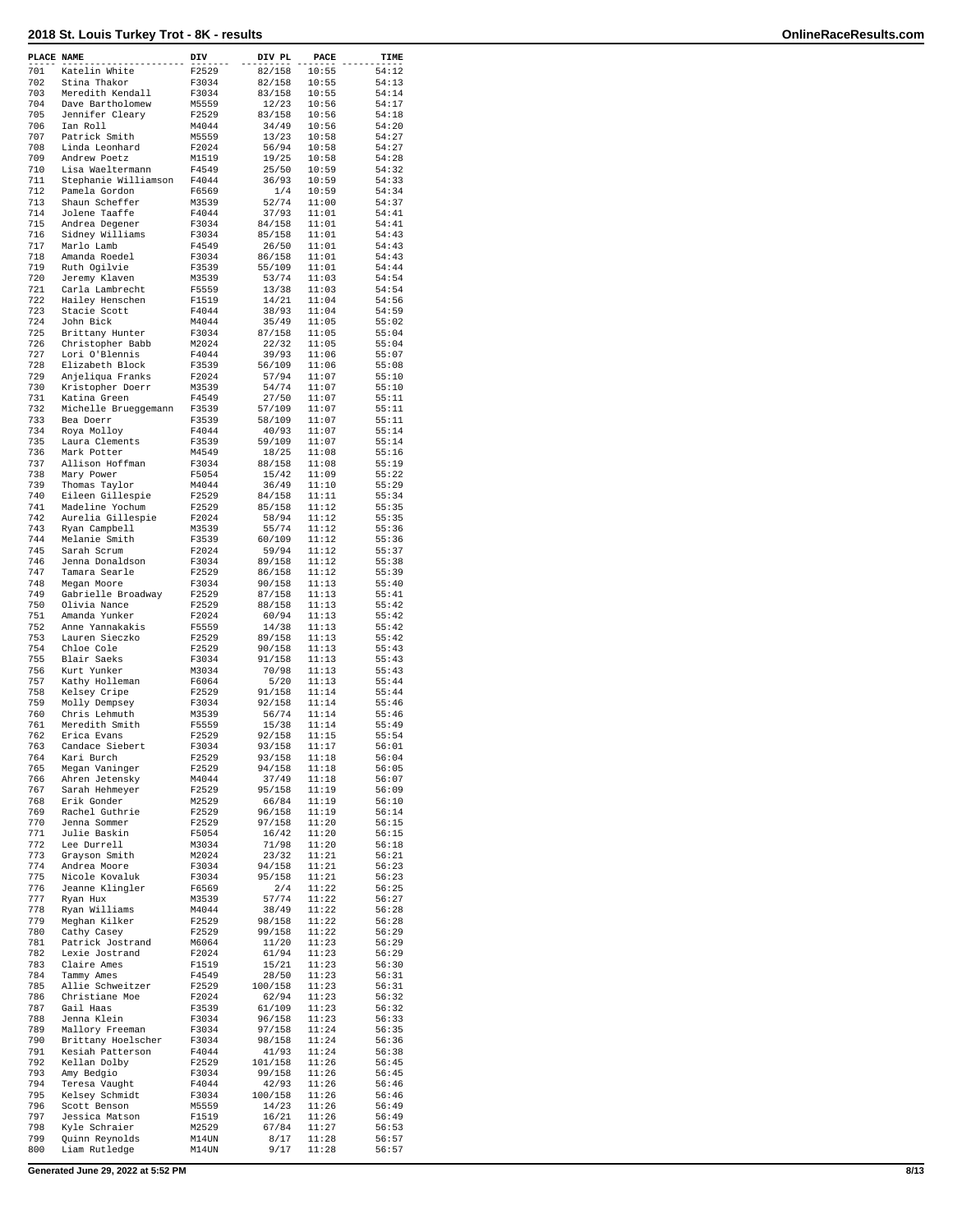# 2018 St. Louis Turkey Trot - 8K - results

| PLACE | NAME | DIV | DIV PL | PACE | TIME |
|---|---|---|---|---|---|
| 701 | Katelin White | F2529 | 82/158 | 10:55 | 54:12 |
| 702 | Stina Thakor | F3034 | 82/158 | 10:55 | 54:13 |
| 703 | Meredith Kendall | F3034 | 83/158 | 10:55 | 54:14 |
| 704 | Dave Bartholomew | M5559 | 12/23 | 10:56 | 54:17 |
| 705 | Jennifer Cleary | F2529 | 83/158 | 10:56 | 54:18 |
| 706 | Ian Roll | M4044 | 34/49 | 10:56 | 54:20 |
| 707 | Patrick Smith | M5559 | 13/23 | 10:58 | 54:27 |
| 708 | Linda Leonhard | F2024 | 56/94 | 10:58 | 54:27 |
| 709 | Andrew Poetz | M1519 | 19/25 | 10:58 | 54:28 |
| 710 | Lisa Waeltermann | F4549 | 25/50 | 10:59 | 54:32 |
| 711 | Stephanie Williamson | F4044 | 36/93 | 10:59 | 54:33 |
| 712 | Pamela Gordon | F6569 | 1/4 | 10:59 | 54:34 |
| 713 | Shaun Scheffer | M3539 | 52/74 | 11:00 | 54:37 |
| 714 | Jolene Taaffe | F4044 | 37/93 | 11:01 | 54:41 |
| 715 | Andrea Degener | F3034 | 84/158 | 11:01 | 54:41 |
| 716 | Sidney Williams | F3034 | 85/158 | 11:01 | 54:43 |
| 717 | Marlo Lamb | F4549 | 26/50 | 11:01 | 54:43 |
| 718 | Amanda Roedel | F3034 | 86/158 | 11:01 | 54:43 |
| 719 | Ruth Ogilvie | F3539 | 55/109 | 11:01 | 54:44 |
| 720 | Jeremy Klaven | M3539 | 53/74 | 11:03 | 54:54 |
| 721 | Carla Lambrecht | F5559 | 13/38 | 11:03 | 54:54 |
| 722 | Hailey Henschen | F1519 | 14/21 | 11:04 | 54:56 |
| 723 | Stacie Scott | F4044 | 38/93 | 11:04 | 54:59 |
| 724 | John Bick | M4044 | 35/49 | 11:05 | 55:02 |
| 725 | Brittany Hunter | F3034 | 87/158 | 11:05 | 55:04 |
| 726 | Christopher Babb | M2024 | 22/32 | 11:05 | 55:04 |
| 727 | Lori O'Blennis | F4044 | 39/93 | 11:06 | 55:07 |
| 728 | Elizabeth Block | F3539 | 56/109 | 11:06 | 55:08 |
| 729 | Anjeliqua Franks | F2024 | 57/94 | 11:07 | 55:10 |
| 730 | Kristopher Doerr | M3539 | 54/74 | 11:07 | 55:10 |
| 731 | Katina Green | F4549 | 27/50 | 11:07 | 55:11 |
| 732 | Michelle Brueggemann | F3539 | 57/109 | 11:07 | 55:11 |
| 733 | Bea Doerr | F3539 | 58/109 | 11:07 | 55:11 |
| 734 | Roya Molloy | F4044 | 40/93 | 11:07 | 55:14 |
| 735 | Laura Clements | F3539 | 59/109 | 11:07 | 55:14 |
| 736 | Mark Potter | M4549 | 18/25 | 11:08 | 55:16 |
| 737 | Allison Hoffman | F3034 | 88/158 | 11:08 | 55:19 |
| 738 | Mary Power | F5054 | 15/42 | 11:09 | 55:22 |
| 739 | Thomas Taylor | M4044 | 36/49 | 11:10 | 55:29 |
| 740 | Eileen Gillespie | F2529 | 84/158 | 11:11 | 55:34 |
| 741 | Madeline Yochum | F2529 | 85/158 | 11:12 | 55:35 |
| 742 | Aurelia Gillespie | F2024 | 58/94 | 11:12 | 55:35 |
| 743 | Ryan Campbell | M3539 | 55/74 | 11:12 | 55:36 |
| 744 | Melanie Smith | F3539 | 60/109 | 11:12 | 55:36 |
| 745 | Sarah Scrum | F2024 | 59/94 | 11:12 | 55:37 |
| 746 | Jenna Donaldson | F3034 | 89/158 | 11:12 | 55:38 |
| 747 | Tamara Searle | F2529 | 86/158 | 11:12 | 55:39 |
| 748 | Megan Moore | F3034 | 90/158 | 11:13 | 55:40 |
| 749 | Gabrielle Broadway | F2529 | 87/158 | 11:13 | 55:41 |
| 750 | Olivia Nance | F2529 | 88/158 | 11:13 | 55:42 |
| 751 | Amanda Yunker | F2024 | 60/94 | 11:13 | 55:42 |
| 752 | Anne Yannakakis | F5559 | 14/38 | 11:13 | 55:42 |
| 753 | Lauren Sieczko | F2529 | 89/158 | 11:13 | 55:42 |
| 754 | Chloe Cole | F2529 | 90/158 | 11:13 | 55:43 |
| 755 | Blair Saeks | F3034 | 91/158 | 11:13 | 55:43 |
| 756 | Kurt Yunker | M3034 | 70/98 | 11:13 | 55:43 |
| 757 | Kathy Holleman | F6064 | 5/20 | 11:13 | 55:44 |
| 758 | Kelsey Cripe | F2529 | 91/158 | 11:13 | 55:44 |
| 759 | Molly Dempsey | F3034 | 92/158 | 11:14 | 55:46 |
| 760 | Chris Lehmuth | M3539 | 56/74 | 11:14 | 55:46 |
| 761 | Meredith Smith | F5559 | 15/38 | 11:14 | 55:49 |
| 762 | Erica Evans | F2529 | 92/158 | 11:15 | 55:54 |
| 763 | Candace Siebert | F3034 | 93/158 | 11:17 | 56:01 |
| 764 | Kari Burch | F2529 | 93/158 | 11:18 | 56:04 |
| 765 | Megan Vaninger | F2529 | 94/158 | 11:18 | 56:05 |
| 766 | Ahren Jetensky | M4044 | 37/49 | 11:18 | 56:07 |
| 767 | Sarah Hehmeyer | F2529 | 95/158 | 11:19 | 56:09 |
| 768 | Erik Gonder | M2529 | 66/84 | 11:19 | 56:10 |
| 769 | Rachel Guthrie | F2529 | 96/158 | 11:19 | 56:14 |
| 770 | Jenna Sommer | F2529 | 97/158 | 11:20 | 56:15 |
| 771 | Julie Baskin | F5054 | 16/42 | 11:20 | 56:15 |
| 772 | Lee Durrell | M3034 | 71/98 | 11:20 | 56:18 |
| 773 | Grayson Smith | M2024 | 23/32 | 11:21 | 56:21 |
| 774 | Andrea Moore | F3034 | 94/158 | 11:21 | 56:23 |
| 775 | Nicole Kovaluk | F3034 | 95/158 | 11:21 | 56:23 |
| 776 | Jeanne Klingler | F6569 | 2/4 | 11:22 | 56:25 |
| 777 | Ryan Hux | M3539 | 57/74 | 11:22 | 56:27 |
| 778 | Ryan Williams | M4044 | 38/49 | 11:22 | 56:28 |
| 779 | Meghan Kilker | F2529 | 98/158 | 11:22 | 56:28 |
| 780 | Cathy Casey | F2529 | 99/158 | 11:22 | 56:29 |
| 781 | Patrick Jostrand | M6064 | 11/20 | 11:23 | 56:29 |
| 782 | Lexie Jostrand | F2024 | 61/94 | 11:23 | 56:29 |
| 783 | Claire Ames | F1519 | 15/21 | 11:23 | 56:30 |
| 784 | Tammy Ames | F4549 | 28/50 | 11:23 | 56:31 |
| 785 | Allie Schweitzer | F2529 | 100/158 | 11:23 | 56:31 |
| 786 | Christiane Moe | F2024 | 62/94 | 11:23 | 56:32 |
| 787 | Gail Haas | F3539 | 61/109 | 11:23 | 56:32 |
| 788 | Jenna Klein | F3034 | 96/158 | 11:23 | 56:33 |
| 789 | Mallory Freeman | F3034 | 97/158 | 11:24 | 56:35 |
| 790 | Brittany Hoelscher | F3034 | 98/158 | 11:24 | 56:36 |
| 791 | Kesiah Patterson | F4044 | 41/93 | 11:24 | 56:38 |
| 792 | Kellan Dolby | F2529 | 101/158 | 11:26 | 56:45 |
| 793 | Amy Bedgio | F3034 | 99/158 | 11:26 | 56:45 |
| 794 | Teresa Vaught | F4044 | 42/93 | 11:26 | 56:46 |
| 795 | Kelsey Schmidt | F3034 | 100/158 | 11:26 | 56:46 |
| 796 | Scott Benson | M5559 | 14/23 | 11:26 | 56:49 |
| 797 | Jessica Matson | F1519 | 16/21 | 11:26 | 56:49 |
| 798 | Kyle Schraier | M2529 | 67/84 | 11:27 | 56:53 |
| 799 | Quinn Reynolds | M14UN | 8/17 | 11:28 | 56:57 |
| 800 | Liam Rutledge | M14UN | 9/17 | 11:28 | 56:57 |

Generated June 29, 2022 at 5:52 PM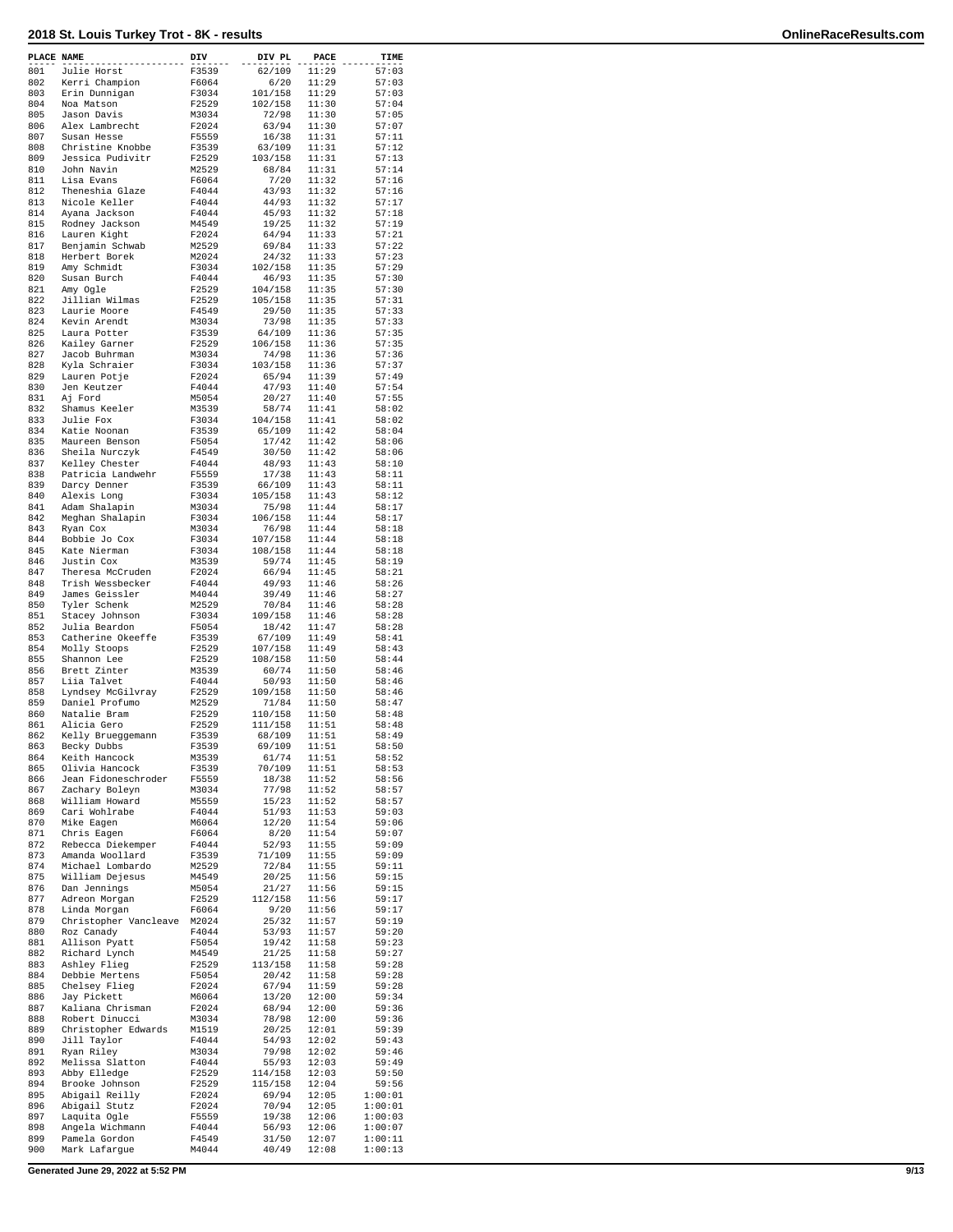| PLACE | NAME | DIV | DIV PL | PACE | TIME |
|---|---|---|---|---|---|
| 801 | Julie Horst | F3539 | 62/109 | 11:29 | 57:03 |
| 802 | Kerri Champion | F6064 | 6/20 | 11:29 | 57:03 |
| 803 | Erin Dunnigan | F3034 | 101/158 | 11:29 | 57:03 |
| 804 | Noa Matson | F2529 | 102/158 | 11:30 | 57:04 |
| 805 | Jason Davis | M3034 | 72/98 | 11:30 | 57:05 |
| 806 | Alex Lambrecht | F2024 | 63/94 | 11:30 | 57:07 |
| 807 | Susan Hesse | F5559 | 16/38 | 11:31 | 57:11 |
| 808 | Christine Knobbe | F3539 | 63/109 | 11:31 | 57:12 |
| 809 | Jessica Pudivitr | F2529 | 103/158 | 11:31 | 57:13 |
| 810 | John Navin | M2529 | 68/84 | 11:31 | 57:14 |
| 811 | Lisa Evans | F6064 | 7/20 | 11:32 | 57:16 |
| 812 | Theneshia Glaze | F4044 | 43/93 | 11:32 | 57:16 |
| 813 | Nicole Keller | F4044 | 44/93 | 11:32 | 57:17 |
| 814 | Ayana Jackson | F4044 | 45/93 | 11:32 | 57:18 |
| 815 | Rodney Jackson | M4549 | 19/25 | 11:32 | 57:19 |
| 816 | Lauren Kight | F2024 | 64/94 | 11:33 | 57:21 |
| 817 | Benjamin Schwab | M2529 | 69/84 | 11:33 | 57:22 |
| 818 | Herbert Borek | M2024 | 24/32 | 11:33 | 57:23 |
| 819 | Amy Schmidt | F3034 | 102/158 | 11:35 | 57:29 |
| 820 | Susan Burch | F4044 | 46/93 | 11:35 | 57:30 |
| 821 | Amy Ogle | F2529 | 104/158 | 11:35 | 57:30 |
| 822 | Jillian Wilmas | F2529 | 105/158 | 11:35 | 57:31 |
| 823 | Laurie Moore | F4549 | 29/50 | 11:35 | 57:33 |
| 824 | Kevin Arendt | M3034 | 73/98 | 11:35 | 57:33 |
| 825 | Laura Potter | F3539 | 64/109 | 11:36 | 57:35 |
| 826 | Kailey Garner | F2529 | 106/158 | 11:36 | 57:35 |
| 827 | Jacob Buhrman | M3034 | 74/98 | 11:36 | 57:36 |
| 828 | Kyla Schraier | F3034 | 103/158 | 11:36 | 57:37 |
| 829 | Lauren Potje | F2024 | 65/94 | 11:39 | 57:49 |
| 830 | Jen Keutzer | F4044 | 47/93 | 11:40 | 57:54 |
| 831 | Aj Ford | M5054 | 20/27 | 11:40 | 57:55 |
| 832 | Shamus Keeler | M3539 | 58/74 | 11:41 | 58:02 |
| 833 | Julie Fox | F3034 | 104/158 | 11:41 | 58:02 |
| 834 | Katie Noonan | F3539 | 65/109 | 11:42 | 58:04 |
| 835 | Maureen Benson | F5054 | 17/42 | 11:42 | 58:06 |
| 836 | Sheila Nurczyk | F4549 | 30/50 | 11:42 | 58:06 |
| 837 | Kelley Chester | F4044 | 48/93 | 11:43 | 58:10 |
| 838 | Patricia Landwehr | F5559 | 17/38 | 11:43 | 58:11 |
| 839 | Darcy Denner | F3539 | 66/109 | 11:43 | 58:11 |
| 840 | Alexis Long | F3034 | 105/158 | 11:43 | 58:12 |
| 841 | Adam Shalapin | M3034 | 75/98 | 11:44 | 58:17 |
| 842 | Meghan Shalapin | F3034 | 106/158 | 11:44 | 58:17 |
| 843 | Ryan Cox | M3034 | 76/98 | 11:44 | 58:18 |
| 844 | Bobbie Jo Cox | F3034 | 107/158 | 11:44 | 58:18 |
| 845 | Kate Nierman | F3034 | 108/158 | 11:44 | 58:18 |
| 846 | Justin Cox | M3539 | 59/74 | 11:45 | 58:19 |
| 847 | Theresa McCruden | F2024 | 66/94 | 11:45 | 58:21 |
| 848 | Trish Wessbecker | F4044 | 49/93 | 11:46 | 58:26 |
| 849 | James Geissler | M4044 | 39/49 | 11:46 | 58:27 |
| 850 | Tyler Schenk | M2529 | 70/84 | 11:46 | 58:28 |
| 851 | Stacey Johnson | F3034 | 109/158 | 11:46 | 58:28 |
| 852 | Julia Beardon | F5054 | 18/42 | 11:47 | 58:28 |
| 853 | Catherine Okeeffe | F3539 | 67/109 | 11:49 | 58:41 |
| 854 | Molly Stoops | F2529 | 107/158 | 11:49 | 58:43 |
| 855 | Shannon Lee | F2529 | 108/158 | 11:50 | 58:44 |
| 856 | Brett Zinter | M3539 | 60/74 | 11:50 | 58:46 |
| 857 | Liia Talvet | F4044 | 50/93 | 11:50 | 58:46 |
| 858 | Lyndsey McGilvray | F2529 | 109/158 | 11:50 | 58:46 |
| 859 | Daniel Profumo | M2529 | 71/84 | 11:50 | 58:47 |
| 860 | Natalie Bram | F2529 | 110/158 | 11:50 | 58:48 |
| 861 | Alicia Gero | F2529 | 111/158 | 11:51 | 58:48 |
| 862 | Kelly Brueggemann | F3539 | 68/109 | 11:51 | 58:49 |
| 863 | Becky Dubbs | F3539 | 69/109 | 11:51 | 58:50 |
| 864 | Keith Hancock | M3539 | 61/74 | 11:51 | 58:52 |
| 865 | Olivia Hancock | F3539 | 70/109 | 11:51 | 58:53 |
| 866 | Jean Fidoneschroder | F5559 | 18/38 | 11:52 | 58:56 |
| 867 | Zachary Boleyn | M3034 | 77/98 | 11:52 | 58:57 |
| 868 | William Howard | M5559 | 15/23 | 11:52 | 58:57 |
| 869 | Cari Wohlrabe | F4044 | 51/93 | 11:53 | 59:03 |
| 870 | Mike Eagen | M6064 | 12/20 | 11:54 | 59:06 |
| 871 | Chris Eagen | F6064 | 8/20 | 11:54 | 59:07 |
| 872 | Rebecca Diekemper | F4044 | 52/93 | 11:55 | 59:09 |
| 873 | Amanda Woollard | F3539 | 71/109 | 11:55 | 59:09 |
| 874 | Michael Lombardo | M2529 | 72/84 | 11:55 | 59:11 |
| 875 | William Dejesus | M4549 | 20/25 | 11:56 | 59:15 |
| 876 | Dan Jennings | M5054 | 21/27 | 11:56 | 59:15 |
| 877 | Adreon Morgan | F2529 | 112/158 | 11:56 | 59:17 |
| 878 | Linda Morgan | F6064 | 9/20 | 11:56 | 59:17 |
| 879 | Christopher Vancleave | M2024 | 25/32 | 11:57 | 59:19 |
| 880 | Roz Canady | F4044 | 53/93 | 11:57 | 59:20 |
| 881 | Allison Pyatt | F5054 | 19/42 | 11:58 | 59:23 |
| 882 | Richard Lynch | M4549 | 21/25 | 11:58 | 59:27 |
| 883 | Ashley Flieg | F2529 | 113/158 | 11:58 | 59:28 |
| 884 | Debbie Mertens | F5054 | 20/42 | 11:58 | 59:28 |
| 885 | Chelsey Flieg | F2024 | 67/94 | 11:59 | 59:28 |
| 886 | Jay Pickett | M6064 | 13/20 | 12:00 | 59:34 |
| 887 | Kaliana Chrisman | F2024 | 68/94 | 12:00 | 59:36 |
| 888 | Robert Dinucci | M3034 | 78/98 | 12:00 | 59:36 |
| 889 | Christopher Edwards | M1519 | 20/25 | 12:01 | 59:39 |
| 890 | Jill Taylor | F4044 | 54/93 | 12:02 | 59:43 |
| 891 | Ryan Riley | M3034 | 79/98 | 12:02 | 59:46 |
| 892 | Melissa Slatton | F4044 | 55/93 | 12:03 | 59:49 |
| 893 | Abby Elledge | F2529 | 114/158 | 12:03 | 59:50 |
| 894 | Brooke Johnson | F2529 | 115/158 | 12:04 | 59:56 |
| 895 | Abigail Reilly | F2024 | 69/94 | 12:05 | 1:00:01 |
| 896 | Abigail Stutz | F2024 | 70/94 | 12:05 | 1:00:01 |
| 897 | Laquita Ogle | F5559 | 19/38 | 12:06 | 1:00:03 |
| 898 | Angela Wichmann | F4044 | 56/93 | 12:06 | 1:00:07 |
| 899 | Pamela Gordon | F4549 | 31/50 | 12:07 | 1:00:11 |
| 900 | Mark Lafargue | M4044 | 40/49 | 12:08 | 1:00:13 |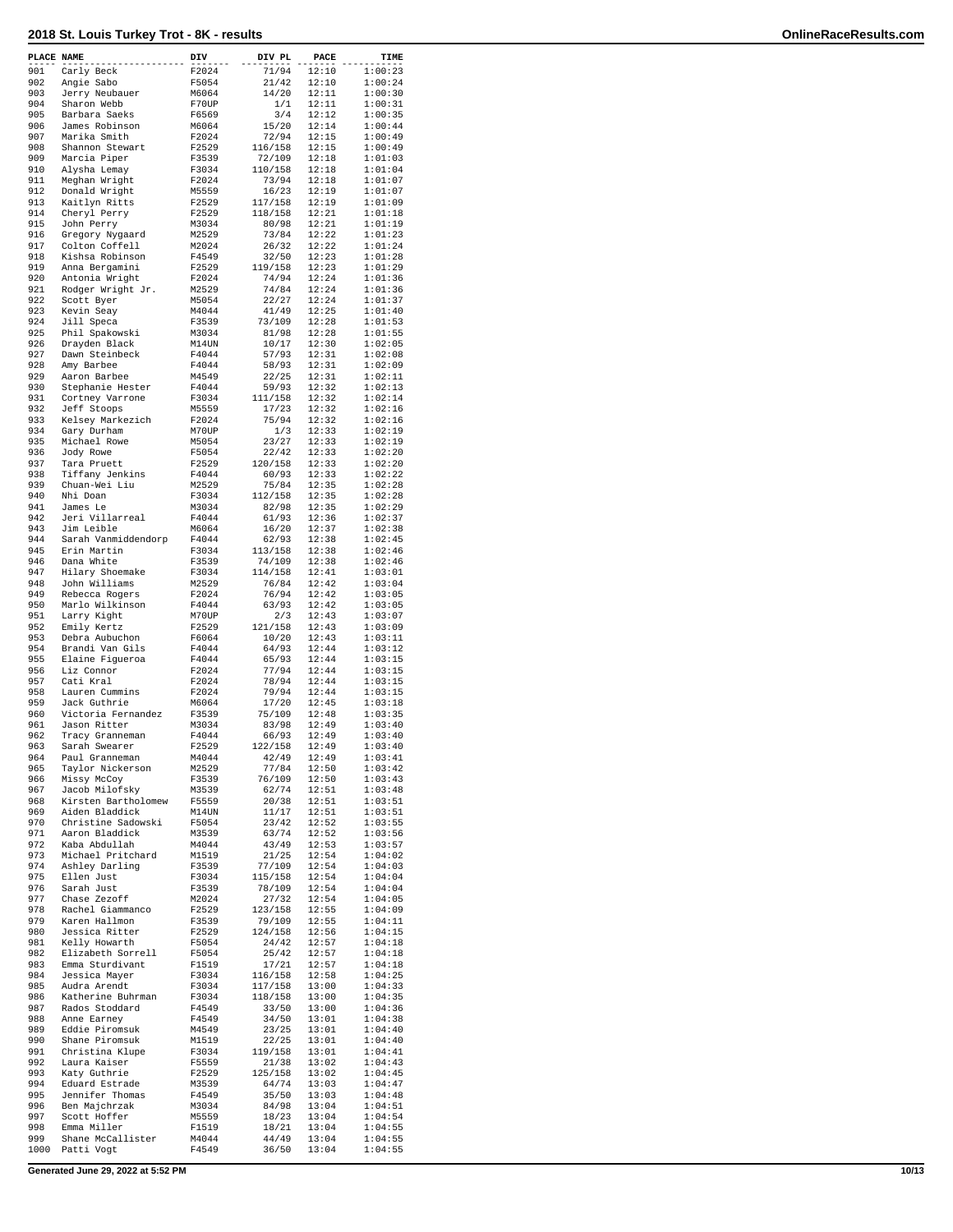# 2018 St. Louis Turkey Trot - 8K - results

| PLACE | NAME | DIV | DIV PL | PACE | TIME |
|---|---|---|---|---|---|
| 901 | Carly Beck | F2024 | 71/94 | 12:10 | 1:00:23 |
| 902 | Angie Sabo | F5054 | 21/42 | 12:10 | 1:00:24 |
| 903 | Jerry Neubauer | M6064 | 14/20 | 12:11 | 1:00:30 |
| 904 | Sharon Webb | F70UP | 1/1 | 12:11 | 1:00:31 |
| 905 | Barbara Saeks | F6569 | 3/4 | 12:12 | 1:00:35 |
| 906 | James Robinson | M6064 | 15/20 | 12:14 | 1:00:44 |
| 907 | Marika Smith | F2024 | 72/94 | 12:15 | 1:00:49 |
| 908 | Shannon Stewart | F2529 | 116/158 | 12:15 | 1:00:49 |
| 909 | Marcia Piper | F3539 | 72/109 | 12:18 | 1:01:03 |
| 910 | Alysha Lemay | F3034 | 110/158 | 12:18 | 1:01:04 |
| 911 | Meghan Wright | F2024 | 73/94 | 12:18 | 1:01:07 |
| 912 | Donald Wright | M5559 | 16/23 | 12:19 | 1:01:07 |
| 913 | Kaitlyn Ritts | F2529 | 117/158 | 12:19 | 1:01:09 |
| 914 | Cheryl Perry | F2529 | 118/158 | 12:21 | 1:01:18 |
| 915 | John Perry | M3034 | 80/98 | 12:21 | 1:01:19 |
| 916 | Gregory Nygaard | M2529 | 73/84 | 12:22 | 1:01:23 |
| 917 | Colton Coffell | M2024 | 26/32 | 12:22 | 1:01:24 |
| 918 | Kishsa Robinson | F4549 | 32/50 | 12:23 | 1:01:28 |
| 919 | Anna Bergamini | F2529 | 119/158 | 12:23 | 1:01:29 |
| 920 | Antonia Wright | F2024 | 74/94 | 12:24 | 1:01:36 |
| 921 | Rodger Wright Jr. | M2529 | 74/84 | 12:24 | 1:01:36 |
| 922 | Scott Byer | M5054 | 22/27 | 12:24 | 1:01:37 |
| 923 | Kevin Seay | M4044 | 41/49 | 12:25 | 1:01:40 |
| 924 | Jill Speca | F3539 | 73/109 | 12:28 | 1:01:53 |
| 925 | Phil Spakowski | M3034 | 81/98 | 12:28 | 1:01:55 |
| 926 | Drayden Black | M14UN | 10/17 | 12:30 | 1:02:05 |
| 927 | Dawn Steinbeck | F4044 | 57/93 | 12:31 | 1:02:08 |
| 928 | Amy Barbee | F4044 | 58/93 | 12:31 | 1:02:09 |
| 929 | Aaron Barbee | M4549 | 22/25 | 12:31 | 1:02:11 |
| 930 | Stephanie Hester | F4044 | 59/93 | 12:32 | 1:02:13 |
| 931 | Cortney Varrone | F3034 | 111/158 | 12:32 | 1:02:14 |
| 932 | Jeff Stoops | M5559 | 17/23 | 12:32 | 1:02:16 |
| 933 | Kelsey Markezich | F2024 | 75/94 | 12:32 | 1:02:16 |
| 934 | Gary Durham | M70UP | 1/3 | 12:33 | 1:02:19 |
| 935 | Michael Rowe | M5054 | 23/27 | 12:33 | 1:02:19 |
| 936 | Jody Rowe | F5054 | 22/42 | 12:33 | 1:02:20 |
| 937 | Tara Pruett | F2529 | 120/158 | 12:33 | 1:02:20 |
| 938 | Tiffany Jenkins | F4044 | 60/93 | 12:33 | 1:02:22 |
| 939 | Chuan-Wei Liu | M2529 | 75/84 | 12:35 | 1:02:28 |
| 940 | Nhi Doan | F3034 | 112/158 | 12:35 | 1:02:28 |
| 941 | James Le | M3034 | 82/98 | 12:35 | 1:02:29 |
| 942 | Jeri Villarreal | F4044 | 61/93 | 12:36 | 1:02:37 |
| 943 | Jim Leible | M6064 | 16/20 | 12:37 | 1:02:38 |
| 944 | Sarah Vanmiddendorp | F4044 | 62/93 | 12:38 | 1:02:45 |
| 945 | Erin Martin | F3034 | 113/158 | 12:38 | 1:02:46 |
| 946 | Dana White | F3539 | 74/109 | 12:38 | 1:02:46 |
| 947 | Hilary Shoemake | F3034 | 114/158 | 12:41 | 1:03:01 |
| 948 | John Williams | M2529 | 76/84 | 12:42 | 1:03:04 |
| 949 | Rebecca Rogers | F2024 | 76/94 | 12:42 | 1:03:05 |
| 950 | Marlo Wilkinson | F4044 | 63/93 | 12:42 | 1:03:05 |
| 951 | Larry Kight | M70UP | 2/3 | 12:43 | 1:03:07 |
| 952 | Emily Kertz | F2529 | 121/158 | 12:43 | 1:03:09 |
| 953 | Debra Aubuchon | F6064 | 10/20 | 12:43 | 1:03:11 |
| 954 | Brandi Van Gils | F4044 | 64/93 | 12:44 | 1:03:12 |
| 955 | Elaine Figueroa | F4044 | 65/93 | 12:44 | 1:03:15 |
| 956 | Liz Connor | F2024 | 77/94 | 12:44 | 1:03:15 |
| 957 | Cati Kral | F2024 | 78/94 | 12:44 | 1:03:15 |
| 958 | Lauren Cummins | F2024 | 79/94 | 12:44 | 1:03:15 |
| 959 | Jack Guthrie | M6064 | 17/20 | 12:45 | 1:03:18 |
| 960 | Victoria Fernandez | F3539 | 75/109 | 12:48 | 1:03:35 |
| 961 | Jason Ritter | M3034 | 83/98 | 12:49 | 1:03:40 |
| 962 | Tracy Granneman | F4044 | 66/93 | 12:49 | 1:03:40 |
| 963 | Sarah Swearer | F2529 | 122/158 | 12:49 | 1:03:40 |
| 964 | Paul Granneman | M4044 | 42/49 | 12:49 | 1:03:41 |
| 965 | Taylor Nickerson | M2529 | 77/84 | 12:50 | 1:03:42 |
| 966 | Missy McCoy | F3539 | 76/109 | 12:50 | 1:03:43 |
| 967 | Jacob Milofsky | M3539 | 62/74 | 12:51 | 1:03:48 |
| 968 | Kirsten Bartholomew | F5559 | 20/38 | 12:51 | 1:03:51 |
| 969 | Aiden Bladdick | M14UN | 11/17 | 12:51 | 1:03:51 |
| 970 | Christine Sadowski | F5054 | 23/42 | 12:52 | 1:03:55 |
| 971 | Aaron Bladdick | M3539 | 63/74 | 12:52 | 1:03:56 |
| 972 | Kaba Abdullah | M4044 | 43/49 | 12:53 | 1:03:57 |
| 973 | Michael Pritchard | M1519 | 21/25 | 12:54 | 1:04:02 |
| 974 | Ashley Darling | F3539 | 77/109 | 12:54 | 1:04:03 |
| 975 | Ellen Just | F3034 | 115/158 | 12:54 | 1:04:04 |
| 976 | Sarah Just | F3539 | 78/109 | 12:54 | 1:04:04 |
| 977 | Chase Zezoff | M2024 | 27/32 | 12:54 | 1:04:05 |
| 978 | Rachel Giammanco | F2529 | 123/158 | 12:55 | 1:04:09 |
| 979 | Karen Hallmon | F3539 | 79/109 | 12:55 | 1:04:11 |
| 980 | Jessica Ritter | F2529 | 124/158 | 12:56 | 1:04:15 |
| 981 | Kelly Howarth | F5054 | 24/42 | 12:57 | 1:04:18 |
| 982 | Elizabeth Sorrell | F5054 | 25/42 | 12:57 | 1:04:18 |
| 983 | Emma Sturdivant | F1519 | 17/21 | 12:57 | 1:04:18 |
| 984 | Jessica Mayer | F3034 | 116/158 | 12:58 | 1:04:25 |
| 985 | Audra Arendt | F3034 | 117/158 | 13:00 | 1:04:33 |
| 986 | Katherine Buhrman | F3034 | 118/158 | 13:00 | 1:04:35 |
| 987 | Rados Stoddard | F4549 | 33/50 | 13:00 | 1:04:36 |
| 988 | Anne Earney | F4549 | 34/50 | 13:01 | 1:04:38 |
| 989 | Eddie Piromsuk | M4549 | 23/25 | 13:01 | 1:04:40 |
| 990 | Shane Piromsuk | M1519 | 22/25 | 13:01 | 1:04:40 |
| 991 | Christina Klupe | F3034 | 119/158 | 13:01 | 1:04:41 |
| 992 | Laura Kaiser | F5559 | 21/38 | 13:02 | 1:04:43 |
| 993 | Katy Guthrie | F2529 | 125/158 | 13:02 | 1:04:45 |
| 994 | Eduard Estrade | M3539 | 64/74 | 13:03 | 1:04:47 |
| 995 | Jennifer Thomas | F4549 | 35/50 | 13:03 | 1:04:48 |
| 996 | Ben Majchrzak | M3034 | 84/98 | 13:04 | 1:04:51 |
| 997 | Scott Hoffer | M5559 | 18/23 | 13:04 | 1:04:54 |
| 998 | Emma Miller | F1519 | 18/21 | 13:04 | 1:04:55 |
| 999 | Shane McCallister | M4044 | 44/49 | 13:04 | 1:04:55 |
| 1000 | Patti Vogt | F4549 | 36/50 | 13:04 | 1:04:55 |

Generated June 29, 2022 at 5:52 PM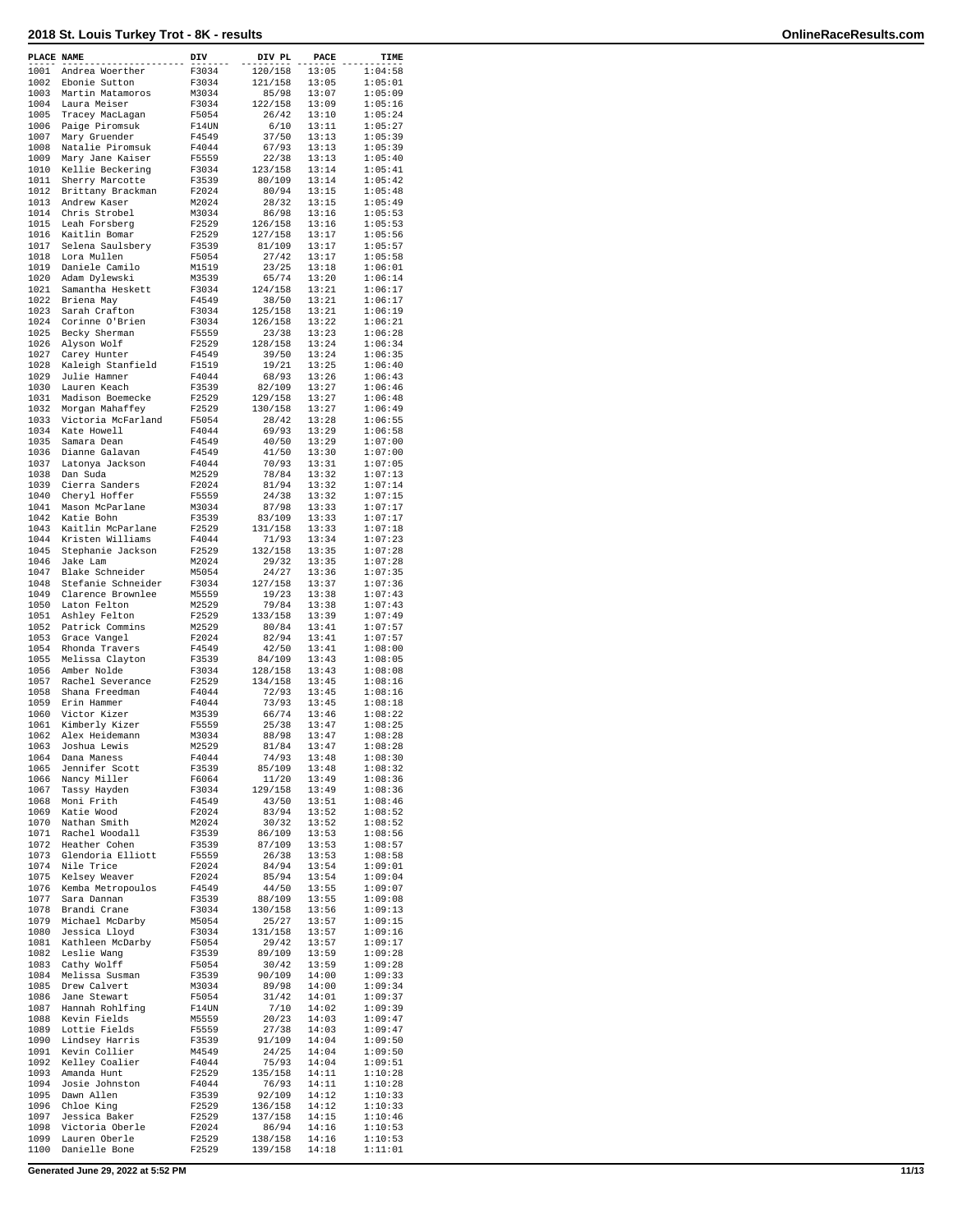# 2018 St. Louis Turkey Trot - 8K - results

| PLACE | NAME | DIV | DIV PL | PACE | TIME |
|---|---|---|---|---|---|
| 1001 | Andrea Woerther | F3034 | 120/158 | 13:05 | 1:04:58 |
| 1002 | Ebonie Sutton | F3034 | 121/158 | 13:05 | 1:05:01 |
| 1003 | Martin Matamoros | M3034 | 85/98 | 13:07 | 1:05:09 |
| 1004 | Laura Meiser | F3034 | 122/158 | 13:09 | 1:05:16 |
| 1005 | Tracey MacLagan | F5054 | 26/42 | 13:10 | 1:05:24 |
| 1006 | Paige Piromsuk | F14UN | 6/10 | 13:11 | 1:05:27 |
| 1007 | Mary Gruender | F4549 | 37/50 | 13:13 | 1:05:39 |
| 1008 | Natalie Piromsuk | F4044 | 67/93 | 13:13 | 1:05:39 |
| 1009 | Mary Jane Kaiser | F5559 | 22/38 | 13:13 | 1:05:40 |
| 1010 | Kellie Beckering | F3034 | 123/158 | 13:14 | 1:05:41 |
| 1011 | Sherry Marcotte | F3539 | 80/109 | 13:14 | 1:05:42 |
| 1012 | Brittany Brackman | F2024 | 80/94 | 13:15 | 1:05:48 |
| 1013 | Andrew Kaser | M2024 | 28/32 | 13:15 | 1:05:49 |
| 1014 | Chris Strobel | M3034 | 86/98 | 13:16 | 1:05:53 |
| 1015 | Leah Forsberg | F2529 | 126/158 | 13:16 | 1:05:53 |
| 1016 | Kaitlin Bomar | F2529 | 127/158 | 13:17 | 1:05:56 |
| 1017 | Selena Saulsbery | F3539 | 81/109 | 13:17 | 1:05:57 |
| 1018 | Lora Mullen | F5054 | 27/42 | 13:17 | 1:05:58 |
| 1019 | Daniele Camilo | M1519 | 23/25 | 13:18 | 1:06:01 |
| 1020 | Adam Dylewski | M3539 | 65/74 | 13:20 | 1:06:14 |
| 1021 | Samantha Heskett | F3034 | 124/158 | 13:21 | 1:06:17 |
| 1022 | Briena May | F4549 | 38/50 | 13:21 | 1:06:17 |
| 1023 | Sarah Crafton | F3034 | 125/158 | 13:21 | 1:06:19 |
| 1024 | Corinne O'Brien | F3034 | 126/158 | 13:22 | 1:06:21 |
| 1025 | Becky Sherman | F5559 | 23/38 | 13:23 | 1:06:28 |
| 1026 | Alyson Wolf | F2529 | 128/158 | 13:24 | 1:06:34 |
| 1027 | Carey Hunter | F4549 | 39/50 | 13:24 | 1:06:35 |
| 1028 | Kaleigh Stanfield | F1519 | 19/21 | 13:25 | 1:06:40 |
| 1029 | Julie Hamner | F4044 | 68/93 | 13:26 | 1:06:43 |
| 1030 | Lauren Keach | F3539 | 82/109 | 13:27 | 1:06:46 |
| 1031 | Madison Boemecke | F2529 | 129/158 | 13:27 | 1:06:48 |
| 1032 | Morgan Mahaffey | F2529 | 130/158 | 13:27 | 1:06:49 |
| 1033 | Victoria McFarland | F5054 | 28/42 | 13:28 | 1:06:55 |
| 1034 | Kate Howell | F4044 | 69/93 | 13:29 | 1:06:58 |
| 1035 | Samara Dean | F4549 | 40/50 | 13:29 | 1:07:00 |
| 1036 | Dianne Galavan | F4549 | 41/50 | 13:30 | 1:07:00 |
| 1037 | Latonya Jackson | F4044 | 70/93 | 13:31 | 1:07:05 |
| 1038 | Dan Suda | M2529 | 78/84 | 13:32 | 1:07:13 |
| 1039 | Cierra Sanders | F2024 | 81/94 | 13:32 | 1:07:14 |
| 1040 | Cheryl Hoffer | F5559 | 24/38 | 13:32 | 1:07:15 |
| 1041 | Mason McParlane | M3034 | 87/98 | 13:33 | 1:07:17 |
| 1042 | Katie Bohn | F3539 | 83/109 | 13:33 | 1:07:17 |
| 1043 | Kaitlin McParlane | F2529 | 131/158 | 13:33 | 1:07:18 |
| 1044 | Kristen Williams | F4044 | 71/93 | 13:34 | 1:07:23 |
| 1045 | Stephanie Jackson | F2529 | 132/158 | 13:35 | 1:07:28 |
| 1046 | Jake Lam | M2024 | 29/32 | 13:35 | 1:07:28 |
| 1047 | Blake Schneider | M5054 | 24/27 | 13:36 | 1:07:35 |
| 1048 | Stefanie Schneider | F3034 | 127/158 | 13:37 | 1:07:36 |
| 1049 | Clarence Brownlee | M5559 | 19/23 | 13:38 | 1:07:43 |
| 1050 | Laton Felton | M2529 | 79/84 | 13:38 | 1:07:43 |
| 1051 | Ashley Felton | F2529 | 133/158 | 13:39 | 1:07:49 |
| 1052 | Patrick Commins | M2529 | 80/84 | 13:41 | 1:07:57 |
| 1053 | Grace Vangel | F2024 | 82/94 | 13:41 | 1:07:57 |
| 1054 | Rhonda Travers | F4549 | 42/50 | 13:41 | 1:08:00 |
| 1055 | Melissa Clayton | F3539 | 84/109 | 13:43 | 1:08:05 |
| 1056 | Amber Nolde | F3034 | 128/158 | 13:43 | 1:08:08 |
| 1057 | Rachel Severance | F2529 | 134/158 | 13:45 | 1:08:16 |
| 1058 | Shana Freedman | F4044 | 72/93 | 13:45 | 1:08:16 |
| 1059 | Erin Hammer | F4044 | 73/93 | 13:45 | 1:08:18 |
| 1060 | Victor Kizer | M3539 | 66/74 | 13:46 | 1:08:22 |
| 1061 | Kimberly Kizer | F5559 | 25/38 | 13:47 | 1:08:25 |
| 1062 | Alex Heidemann | M3034 | 88/98 | 13:47 | 1:08:28 |
| 1063 | Joshua Lewis | M2529 | 81/84 | 13:47 | 1:08:28 |
| 1064 | Dana Maness | F4044 | 74/93 | 13:48 | 1:08:30 |
| 1065 | Jennifer Scott | F3539 | 85/109 | 13:48 | 1:08:32 |
| 1066 | Nancy Miller | F6064 | 11/20 | 13:49 | 1:08:36 |
| 1067 | Tassy Hayden | F3034 | 129/158 | 13:49 | 1:08:36 |
| 1068 | Moni Frith | F4549 | 43/50 | 13:51 | 1:08:46 |
| 1069 | Katie Wood | F2024 | 83/94 | 13:52 | 1:08:52 |
| 1070 | Nathan Smith | M2024 | 30/32 | 13:52 | 1:08:52 |
| 1071 | Rachel Woodall | F3539 | 86/109 | 13:53 | 1:08:56 |
| 1072 | Heather Cohen | F3539 | 87/109 | 13:53 | 1:08:57 |
| 1073 | Glendoria Elliott | F5559 | 26/38 | 13:53 | 1:08:58 |
| 1074 | Nile Trice | F2024 | 84/94 | 13:54 | 1:09:01 |
| 1075 | Kelsey Weaver | F2024 | 85/94 | 13:54 | 1:09:04 |
| 1076 | Kemba Metropoulos | F4549 | 44/50 | 13:55 | 1:09:07 |
| 1077 | Sara Dannan | F3539 | 88/109 | 13:55 | 1:09:08 |
| 1078 | Brandi Crane | F3034 | 130/158 | 13:56 | 1:09:13 |
| 1079 | Michael McDarby | M5054 | 25/27 | 13:57 | 1:09:15 |
| 1080 | Jessica Lloyd | F3034 | 131/158 | 13:57 | 1:09:16 |
| 1081 | Kathleen McDarby | F5054 | 29/42 | 13:57 | 1:09:17 |
| 1082 | Leslie Wang | F3539 | 89/109 | 13:59 | 1:09:28 |
| 1083 | Cathy Wolff | F5054 | 30/42 | 13:59 | 1:09:28 |
| 1084 | Melissa Susman | F3539 | 90/109 | 14:00 | 1:09:33 |
| 1085 | Drew Calvert | M3034 | 89/98 | 14:00 | 1:09:34 |
| 1086 | Jane Stewart | F5054 | 31/42 | 14:01 | 1:09:37 |
| 1087 | Hannah Rohlfing | F14UN | 7/10 | 14:02 | 1:09:39 |
| 1088 | Kevin Fields | M5559 | 20/23 | 14:03 | 1:09:47 |
| 1089 | Lottie Fields | F5559 | 27/38 | 14:03 | 1:09:47 |
| 1090 | Lindsey Harris | F3539 | 91/109 | 14:04 | 1:09:50 |
| 1091 | Kevin Collier | M4549 | 24/25 | 14:04 | 1:09:50 |
| 1092 | Kelley Coalier | F4044 | 75/93 | 14:04 | 1:09:51 |
| 1093 | Amanda Hunt | F2529 | 135/158 | 14:11 | 1:10:28 |
| 1094 | Josie Johnston | F4044 | 76/93 | 14:11 | 1:10:28 |
| 1095 | Dawn Allen | F3539 | 92/109 | 14:12 | 1:10:33 |
| 1096 | Chloe King | F2529 | 136/158 | 14:12 | 1:10:33 |
| 1097 | Jessica Baker | F2529 | 137/158 | 14:15 | 1:10:46 |
| 1098 | Victoria Oberle | F2024 | 86/94 | 14:16 | 1:10:53 |
| 1099 | Lauren Oberle | F2529 | 138/158 | 14:16 | 1:10:53 |
| 1100 | Danielle Bone | F2529 | 139/158 | 14:18 | 1:11:01 |

Generated June 29, 2022 at 5:52 PM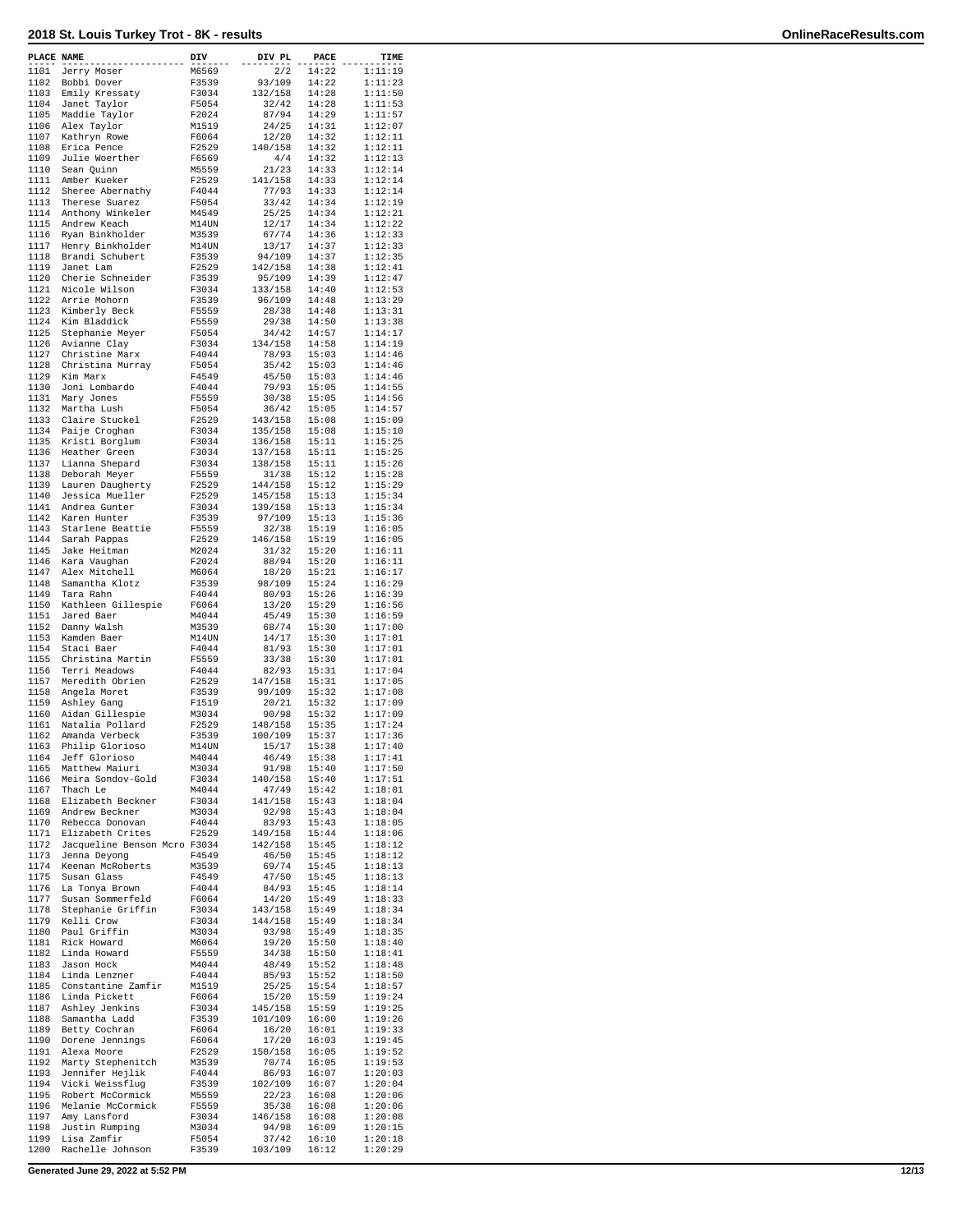# 2018 St. Louis Turkey Trot - 8K - results

OnlineRaceResults.com

| PLACE | NAME | DIV | DIV PL | PACE | TIME |
|---|---|---|---|---|---|
| 1101 | Jerry Moser | M6569 | 2/2 | 14:22 | 1:11:19 |
| 1102 | Bobbi Dover | F3539 | 93/109 | 14:22 | 1:11:23 |
| 1103 | Emily Kressaty | F3034 | 132/158 | 14:28 | 1:11:50 |
| 1104 | Janet Taylor | F5054 | 32/42 | 14:28 | 1:11:53 |
| 1105 | Maddie Taylor | F2024 | 87/94 | 14:29 | 1:11:57 |
| 1106 | Alex Taylor | M1519 | 24/25 | 14:31 | 1:12:07 |
| 1107 | Kathryn Rowe | F6064 | 12/20 | 14:32 | 1:12:11 |
| 1108 | Erica Pence | F2529 | 140/158 | 14:32 | 1:12:11 |
| 1109 | Julie Woerther | F6569 | 4/4 | 14:32 | 1:12:13 |
| 1110 | Sean Quinn | M5559 | 21/23 | 14:33 | 1:12:14 |
| 1111 | Amber Kueker | F2529 | 141/158 | 14:33 | 1:12:14 |
| 1112 | Sheree Abernathy | F4044 | 77/93 | 14:33 | 1:12:14 |
| 1113 | Therese Suarez | F5054 | 33/42 | 14:34 | 1:12:19 |
| 1114 | Anthony Winkeler | M4549 | 25/25 | 14:34 | 1:12:21 |
| 1115 | Andrew Keach | M14UN | 12/17 | 14:34 | 1:12:22 |
| 1116 | Ryan Binkholder | M3539 | 67/74 | 14:36 | 1:12:33 |
| 1117 | Henry Binkholder | M14UN | 13/17 | 14:37 | 1:12:33 |
| 1118 | Brandi Schubert | F3539 | 94/109 | 14:37 | 1:12:35 |
| 1119 | Janet Lam | F2529 | 142/158 | 14:38 | 1:12:41 |
| 1120 | Cherie Schneider | F3539 | 95/109 | 14:39 | 1:12:47 |
| 1121 | Nicole Wilson | F3034 | 133/158 | 14:40 | 1:12:53 |
| 1122 | Arrie Mohorn | F3539 | 96/109 | 14:48 | 1:13:29 |
| 1123 | Kimberly Beck | F5559 | 28/38 | 14:48 | 1:13:31 |
| 1124 | Kim Bladdick | F5559 | 29/38 | 14:50 | 1:13:38 |
| 1125 | Stephanie Meyer | F5054 | 34/42 | 14:57 | 1:14:17 |
| 1126 | Avianne Clay | F3034 | 134/158 | 14:58 | 1:14:19 |
| 1127 | Christine Marx | F4044 | 78/93 | 15:03 | 1:14:46 |
| 1128 | Christina Murray | F5054 | 35/42 | 15:03 | 1:14:46 |
| 1129 | Kim Marx | F4549 | 45/50 | 15:03 | 1:14:46 |
| 1130 | Joni Lombardo | F4044 | 79/93 | 15:05 | 1:14:55 |
| 1131 | Mary Jones | F5559 | 30/38 | 15:05 | 1:14:56 |
| 1132 | Martha Lush | F5054 | 36/42 | 15:05 | 1:14:57 |
| 1133 | Claire Stuckel | F2529 | 143/158 | 15:08 | 1:15:09 |
| 1134 | Paije Croghan | F3034 | 135/158 | 15:08 | 1:15:10 |
| 1135 | Kristi Borglum | F3034 | 136/158 | 15:11 | 1:15:25 |
| 1136 | Heather Green | F3034 | 137/158 | 15:11 | 1:15:25 |
| 1137 | Lianna Shepard | F3034 | 138/158 | 15:11 | 1:15:26 |
| 1138 | Deborah Meyer | F5559 | 31/38 | 15:12 | 1:15:28 |
| 1139 | Lauren Daugherty | F2529 | 144/158 | 15:12 | 1:15:29 |
| 1140 | Jessica Mueller | F2529 | 145/158 | 15:13 | 1:15:34 |
| 1141 | Andrea Gunter | F3034 | 139/158 | 15:13 | 1:15:34 |
| 1142 | Karen Hunter | F3539 | 97/109 | 15:13 | 1:15:36 |
| 1143 | Starlene Beattie | F5559 | 32/38 | 15:19 | 1:16:05 |
| 1144 | Sarah Pappas | F2529 | 146/158 | 15:19 | 1:16:05 |
| 1145 | Jake Heitman | M2024 | 31/32 | 15:20 | 1:16:11 |
| 1146 | Kara Vaughan | F2024 | 88/94 | 15:20 | 1:16:11 |
| 1147 | Alex Mitchell | M6064 | 18/20 | 15:21 | 1:16:17 |
| 1148 | Samantha Klotz | F3539 | 98/109 | 15:24 | 1:16:29 |
| 1149 | Tara Rahn | F4044 | 80/93 | 15:26 | 1:16:39 |
| 1150 | Kathleen Gillespie | F6064 | 13/20 | 15:29 | 1:16:56 |
| 1151 | Jared Baer | M4044 | 45/49 | 15:30 | 1:16:59 |
| 1152 | Danny Walsh | M3539 | 68/74 | 15:30 | 1:17:00 |
| 1153 | Kamden Baer | M14UN | 14/17 | 15:30 | 1:17:01 |
| 1154 | Staci Baer | F4044 | 81/93 | 15:30 | 1:17:01 |
| 1155 | Christina Martin | F5559 | 33/38 | 15:30 | 1:17:01 |
| 1156 | Terri Meadows | F4044 | 82/93 | 15:31 | 1:17:04 |
| 1157 | Meredith Obrien | F2529 | 147/158 | 15:31 | 1:17:05 |
| 1158 | Angela Moret | F3539 | 99/109 | 15:32 | 1:17:08 |
| 1159 | Ashley Gang | F1519 | 20/21 | 15:32 | 1:17:09 |
| 1160 | Aidan Gillespie | M3034 | 90/98 | 15:32 | 1:17:09 |
| 1161 | Natalia Pollard | F2529 | 148/158 | 15:35 | 1:17:24 |
| 1162 | Amanda Verbeck | F3539 | 100/109 | 15:37 | 1:17:36 |
| 1163 | Philip Glorioso | M14UN | 15/17 | 15:38 | 1:17:40 |
| 1164 | Jeff Glorioso | M4044 | 46/49 | 15:38 | 1:17:41 |
| 1165 | Matthew Maiuri | M3034 | 91/98 | 15:40 | 1:17:50 |
| 1166 | Meira Sondov-Gold | F3034 | 140/158 | 15:40 | 1:17:51 |
| 1167 | Thach Le | M4044 | 47/49 | 15:42 | 1:18:01 |
| 1168 | Elizabeth Beckner | F3034 | 141/158 | 15:43 | 1:18:04 |
| 1169 | Andrew Beckner | M3034 | 92/98 | 15:43 | 1:18:04 |
| 1170 | Rebecca Donovan | F4044 | 83/93 | 15:43 | 1:18:05 |
| 1171 | Elizabeth Crites | F2529 | 149/158 | 15:44 | 1:18:06 |
| 1172 | Jacqueline Benson Mcro | F3034 | 142/158 | 15:45 | 1:18:12 |
| 1173 | Jenna Deyong | F4549 | 46/50 | 15:45 | 1:18:12 |
| 1174 | Keenan McRoberts | M3539 | 69/74 | 15:45 | 1:18:13 |
| 1175 | Susan Glass | F4549 | 47/50 | 15:45 | 1:18:13 |
| 1176 | La Tonya Brown | F4044 | 84/93 | 15:45 | 1:18:14 |
| 1177 | Susan Sommerfeld | F6064 | 14/20 | 15:49 | 1:18:33 |
| 1178 | Stephanie Griffin | F3034 | 143/158 | 15:49 | 1:18:34 |
| 1179 | Kelli Crow | F3034 | 144/158 | 15:49 | 1:18:34 |
| 1180 | Paul Griffin | M3034 | 93/98 | 15:49 | 1:18:35 |
| 1181 | Rick Howard | M6064 | 19/20 | 15:50 | 1:18:40 |
| 1182 | Linda Howard | F5559 | 34/38 | 15:50 | 1:18:41 |
| 1183 | Jason Hock | M4044 | 48/49 | 15:52 | 1:18:48 |
| 1184 | Linda Lenzner | F4044 | 85/93 | 15:52 | 1:18:50 |
| 1185 | Constantine Zamfir | M1519 | 25/25 | 15:54 | 1:18:57 |
| 1186 | Linda Pickett | F6064 | 15/20 | 15:59 | 1:19:24 |
| 1187 | Ashley Jenkins | F3034 | 145/158 | 15:59 | 1:19:25 |
| 1188 | Samantha Ladd | F3539 | 101/109 | 16:00 | 1:19:26 |
| 1189 | Betty Cochran | F6064 | 16/20 | 16:01 | 1:19:33 |
| 1190 | Dorene Jennings | F6064 | 17/20 | 16:03 | 1:19:45 |
| 1191 | Alexa Moore | F2529 | 150/158 | 16:05 | 1:19:52 |
| 1192 | Marty Stephenitch | M3539 | 70/74 | 16:05 | 1:19:53 |
| 1193 | Jennifer Hejlik | F4044 | 86/93 | 16:07 | 1:20:03 |
| 1194 | Vicki Weissflug | F3539 | 102/109 | 16:07 | 1:20:04 |
| 1195 | Robert McCormick | M5559 | 22/23 | 16:08 | 1:20:06 |
| 1196 | Melanie McCormick | F5559 | 35/38 | 16:08 | 1:20:06 |
| 1197 | Amy Lansford | F3034 | 146/158 | 16:08 | 1:20:08 |
| 1198 | Justin Rumping | M3034 | 94/98 | 16:09 | 1:20:15 |
| 1199 | Lisa Zamfir | F5054 | 37/42 | 16:10 | 1:20:18 |
| 1200 | Rachelle Johnson | F3539 | 103/109 | 16:12 | 1:20:29 |

Generated June 29, 2022 at 5:52 PM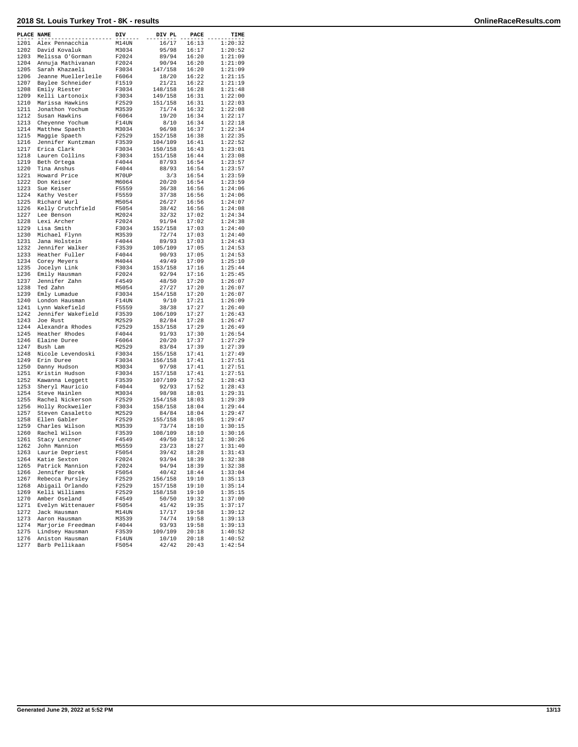## 2018 St. Louis Turkey Trot - 8K - results

| PLACE | NAME | DIV | DIV PL | PACE | TIME |
|---|---|---|---|---|---|
| 1201 | Alex Pennacchia | M14UN | 16/17 | 16:13 | 1:20:32 |
| 1202 | David Kovaluk | M3034 | 95/98 | 16:17 | 1:20:52 |
| 1203 | Melissa O'Gorman | F2024 | 89/94 | 16:20 | 1:21:09 |
| 1204 | Annuja Mathivanan | F2024 | 90/94 | 16:20 | 1:21:09 |
| 1205 | Sarah Khazaeli | F3034 | 147/158 | 16:20 | 1:21:09 |
| 1206 | Jeanne Muellerleile | F6064 | 18/20 | 16:22 | 1:21:15 |
| 1207 | Baylee Schneider | F1519 | 21/21 | 16:22 | 1:21:19 |
| 1208 | Emily Riester | F3034 | 148/158 | 16:28 | 1:21:48 |
| 1209 | Kelli Lartonoix | F3034 | 149/158 | 16:31 | 1:22:00 |
| 1210 | Marissa Hawkins | F2529 | 151/158 | 16:31 | 1:22:03 |
| 1211 | Jonathon Yochum | M3539 | 71/74 | 16:32 | 1:22:08 |
| 1212 | Susan Hawkins | F6064 | 19/20 | 16:34 | 1:22:17 |
| 1213 | Cheyenne Yochum | F14UN | 8/10 | 16:34 | 1:22:18 |
| 1214 | Matthew Spaeth | M3034 | 96/98 | 16:37 | 1:22:34 |
| 1215 | Maggie Spaeth | F2529 | 152/158 | 16:38 | 1:22:35 |
| 1216 | Jennifer Kuntzman | F3539 | 104/109 | 16:41 | 1:22:52 |
| 1217 | Erica Clark | F3034 | 150/158 | 16:43 | 1:23:01 |
| 1218 | Lauren Collins | F3034 | 151/158 | 16:44 | 1:23:08 |
| 1219 | Beth Ortega | F4044 | 87/93 | 16:54 | 1:23:57 |
| 1220 | Tina Anshus | F4044 | 88/93 | 16:54 | 1:23:57 |
| 1221 | Howard Price | M70UP | 3/3 | 16:54 | 1:23:59 |
| 1222 | Don Keiser | M6064 | 20/20 | 16:54 | 1:23:59 |
| 1223 | Sue Keiser | F5559 | 36/38 | 16:56 | 1:24:06 |
| 1224 | Kathy Vester | F5559 | 37/38 | 16:56 | 1:24:06 |
| 1225 | Richard Wurl | M5054 | 26/27 | 16:56 | 1:24:07 |
| 1226 | Kelly Crutchfield | F5054 | 38/42 | 16:56 | 1:24:08 |
| 1227 | Lee Benson | M2024 | 32/32 | 17:02 | 1:24:34 |
| 1228 | Lexi Archer | F2024 | 91/94 | 17:02 | 1:24:38 |
| 1229 | Lisa Smith | F3034 | 152/158 | 17:03 | 1:24:40 |
| 1230 | Michael Flynn | M3539 | 72/74 | 17:03 | 1:24:40 |
| 1231 | Jana Holstein | F4044 | 89/93 | 17:03 | 1:24:43 |
| 1232 | Jennifer Walker | F3539 | 105/109 | 17:05 | 1:24:53 |
| 1233 | Heather Fuller | F4044 | 90/93 | 17:05 | 1:24:53 |
| 1234 | Corey Meyers | M4044 | 49/49 | 17:09 | 1:25:10 |
| 1235 | Jocelyn Link | F3034 | 153/158 | 17:16 | 1:25:44 |
| 1236 | Emily Hausman | F2024 | 92/94 | 17:16 | 1:25:45 |
| 1237 | Jennifer Zahn | F4549 | 48/50 | 17:20 | 1:26:07 |
| 1238 | Ted Zahn | M5054 | 27/27 | 17:20 | 1:26:07 |
| 1239 | Emly Lumadue | F3034 | 154/158 | 17:20 | 1:26:07 |
| 1240 | London Hausman | F14UN | 9/10 | 17:21 | 1:26:09 |
| 1241 | Lynn Wakefield | F5559 | 38/38 | 17:27 | 1:26:40 |
| 1242 | Jennifer Wakefield | F3539 | 106/109 | 17:27 | 1:26:43 |
| 1243 | Joe Rust | M2529 | 82/84 | 17:28 | 1:26:47 |
| 1244 | Alexandra Rhodes | F2529 | 153/158 | 17:29 | 1:26:49 |
| 1245 | Heather Rhodes | F4044 | 91/93 | 17:30 | 1:26:54 |
| 1246 | Elaine Duree | F6064 | 20/20 | 17:37 | 1:27:29 |
| 1247 | Bush Lam | M2529 | 83/84 | 17:39 | 1:27:39 |
| 1248 | Nicole Levendoski | F3034 | 155/158 | 17:41 | 1:27:49 |
| 1249 | Erin Duree | F3034 | 156/158 | 17:41 | 1:27:51 |
| 1250 | Danny Hudson | M3034 | 97/98 | 17:41 | 1:27:51 |
| 1251 | Kristin Hudson | F3034 | 157/158 | 17:41 | 1:27:51 |
| 1252 | Kawanna Leggett | F3539 | 107/109 | 17:52 | 1:28:43 |
| 1253 | Sheryl Mauricio | F4044 | 92/93 | 17:52 | 1:28:43 |
| 1254 | Steve Hainlen | M3034 | 98/98 | 18:01 | 1:29:31 |
| 1255 | Rachel Nickerson | F2529 | 154/158 | 18:03 | 1:29:39 |
| 1256 | Holly Rockweiler | F3034 | 158/158 | 18:04 | 1:29:44 |
| 1257 | Steven Casaletto | M2529 | 84/84 | 18:04 | 1:29:47 |
| 1258 | Ellen Gabler | F2529 | 155/158 | 18:05 | 1:29:47 |
| 1259 | Charles Wilson | M3539 | 73/74 | 18:10 | 1:30:15 |
| 1260 | Rachel Wilson | F3539 | 108/109 | 18:10 | 1:30:16 |
| 1261 | Stacy Lenzner | F4549 | 49/50 | 18:12 | 1:30:26 |
| 1262 | John Mannion | M5559 | 23/23 | 18:27 | 1:31:40 |
| 1263 | Laurie Depriest | F5054 | 39/42 | 18:28 | 1:31:43 |
| 1264 | Katie Sexton | F2024 | 93/94 | 18:39 | 1:32:38 |
| 1265 | Patrick Mannion | F2024 | 94/94 | 18:39 | 1:32:38 |
| 1266 | Jennifer Borek | F5054 | 40/42 | 18:44 | 1:33:04 |
| 1267 | Rebecca Pursley | F2529 | 156/158 | 19:10 | 1:35:13 |
| 1268 | Abigail Orlando | F2529 | 157/158 | 19:10 | 1:35:14 |
| 1269 | Kelli Williams | F2529 | 158/158 | 19:10 | 1:35:15 |
| 1270 | Amber Oseland | F4549 | 50/50 | 19:32 | 1:37:00 |
| 1271 | Evelyn Wittenauer | F5054 | 41/42 | 19:35 | 1:37:17 |
| 1272 | Jack Hausman | M14UN | 17/17 | 19:58 | 1:39:12 |
| 1273 | Aaron Hausman | M3539 | 74/74 | 19:58 | 1:39:13 |
| 1274 | Marjorie Freedman | F4044 | 93/93 | 19:58 | 1:39:13 |
| 1275 | Lindsey Hausman | F3539 | 109/109 | 20:18 | 1:40:52 |
| 1276 | Aniston Hausman | F14UN | 10/10 | 20:18 | 1:40:52 |
| 1277 | Barb Pellikaan | F5054 | 42/42 | 20:43 | 1:42:54 |